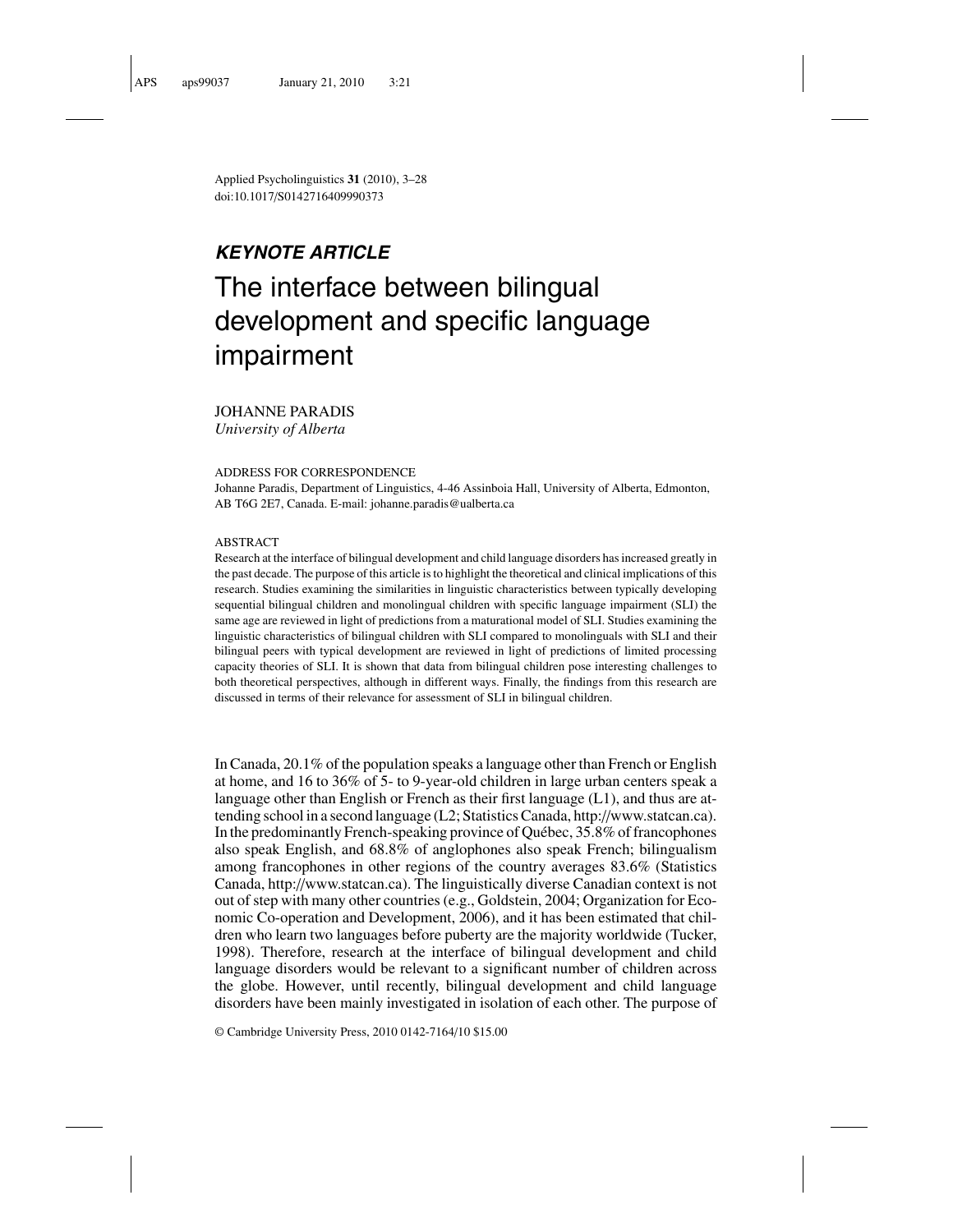Applied Psycholinguistics **31** (2010), 3–28
doi:10.1017/S0142716409990373

***KEYNOTE ARTICLE***

# The interface between bilingual development and specific language impairment

JOHANNE PARADIS
*University of Alberta*

ADDRESS FOR CORRESPONDENCE
Johanne Paradis, Department of Linguistics, 4-46 Assinboia Hall, University of Alberta, Edmonton, AB T6G 2E7, Canada. E-mail: johanne.paradis@ualberta.ca

ABSTRACT
Research at the interface of bilingual development and child language disorders has increased greatly in the past decade. The purpose of this article is to highlight the theoretical and clinical implications of this research. Studies examining the similarities in linguistic characteristics between typically developing sequential bilingual children and monolingual children with specific language impairment (SLI) the same age are reviewed in light of predictions from a maturational model of SLI. Studies examining the linguistic characteristics of bilingual children with SLI compared to monolinguals with SLI and their bilingual peers with typical development are reviewed in light of predictions of limited processing capacity theories of SLI. It is shown that data from bilingual children pose interesting challenges to both theoretical perspectives, although in different ways. Finally, the findings from this research are discussed in terms of their relevance for assessment of SLI in bilingual children.

In Canada, 20.1% of the population speaks a language other than French or English at home, and 16 to 36% of 5- to 9-year-old children in large urban centers speak a language other than English or French as their first language (L1), and thus are attending school in a second language (L2; Statistics Canada, http://www.statcan.ca). In the predominantly French-speaking province of Québec, 35.8% of francophones also speak English, and 68.8% of anglophones also speak French; bilingualism among francophones in other regions of the country averages 83.6% (Statistics Canada, http://www.statcan.ca). The linguistically diverse Canadian context is not out of step with many other countries (e.g., Goldstein, 2004; Organization for Economic Co-operation and Development, 2006), and it has been estimated that children who learn two languages before puberty are the majority worldwide (Tucker, 1998). Therefore, research at the interface of bilingual development and child language disorders would be relevant to a significant number of children across the globe. However, until recently, bilingual development and child language disorders have been mainly investigated in isolation of each other. The purpose of

© Cambridge University Press, 2010 0142-7164/10 $15.00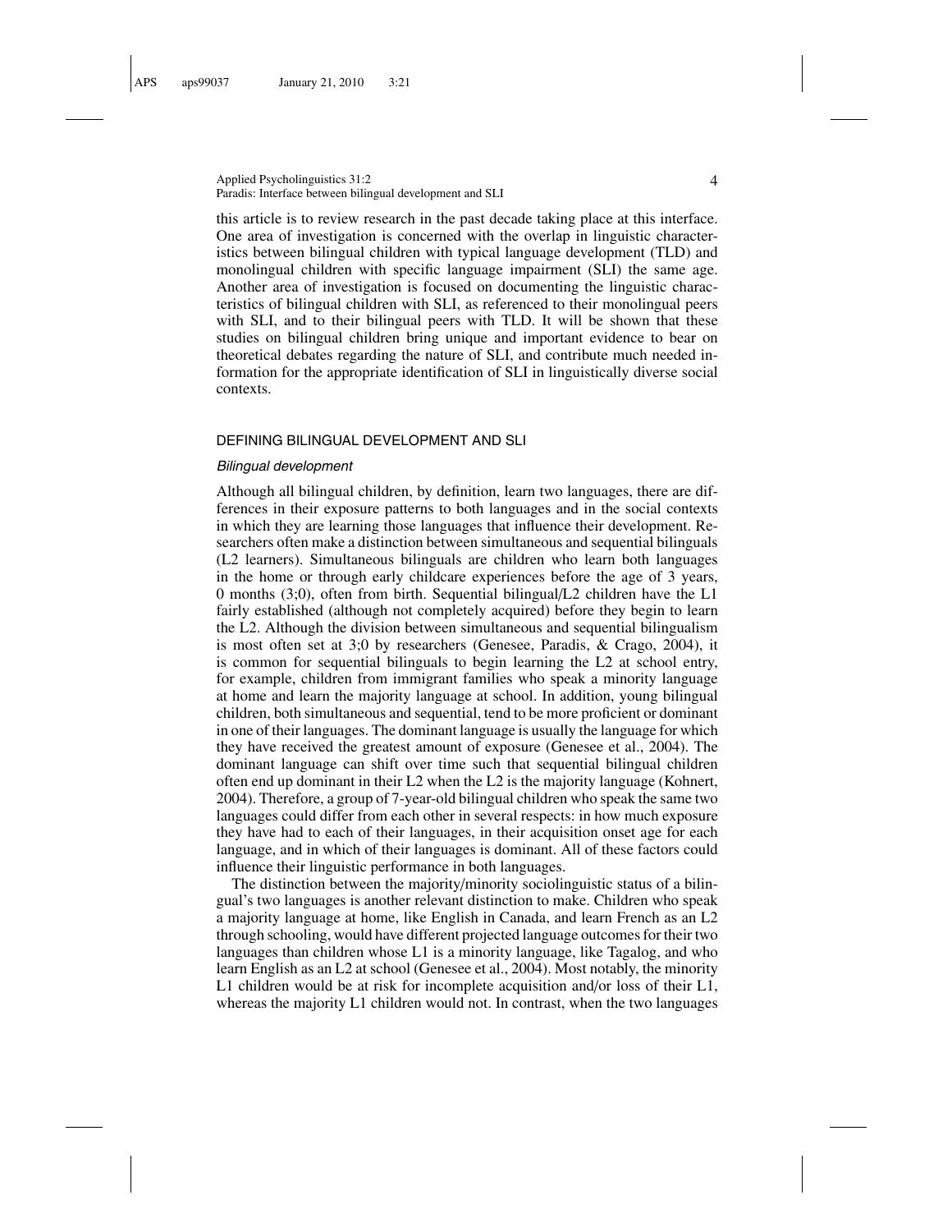this article is to review research in the past decade taking place at this interface. One area of investigation is concerned with the overlap in linguistic characteristics between bilingual children with typical language development (TLD) and monolingual children with specific language impairment (SLI) the same age. Another area of investigation is focused on documenting the linguistic characteristics of bilingual children with SLI, as referenced to their monolingual peers with SLI, and to their bilingual peers with TLD. It will be shown that these studies on bilingual children bring unique and important evidence to bear on theoretical debates regarding the nature of SLI, and contribute much needed information for the appropriate identification of SLI in linguistically diverse social contexts.

## DEFINING BILINGUAL DEVELOPMENT AND SLI

### *Bilingual development*

Although all bilingual children, by definition, learn two languages, there are differences in their exposure patterns to both languages and in the social contexts in which they are learning those languages that influence their development. Researchers often make a distinction between simultaneous and sequential bilinguals (L2 learners). Simultaneous bilinguals are children who learn both languages in the home or through early childcare experiences before the age of 3 years, 0 months (3;0), often from birth. Sequential bilingual/L2 children have the L1 fairly established (although not completely acquired) before they begin to learn the L2. Although the division between simultaneous and sequential bilingualism is most often set at 3;0 by researchers (Genesee, Paradis, & Crago, 2004), it is common for sequential bilinguals to begin learning the L2 at school entry, for example, children from immigrant families who speak a minority language at home and learn the majority language at school. In addition, young bilingual children, both simultaneous and sequential, tend to be more proficient or dominant in one of their languages. The dominant language is usually the language for which they have received the greatest amount of exposure (Genesee et al., 2004). The dominant language can shift over time such that sequential bilingual children often end up dominant in their L2 when the L2 is the majority language (Kohnert, 2004). Therefore, a group of 7-year-old bilingual children who speak the same two languages could differ from each other in several respects: in how much exposure they have had to each of their languages, in their acquisition onset age for each language, and in which of their languages is dominant. All of these factors could influence their linguistic performance in both languages.

The distinction between the majority/minority sociolinguistic status of a bilingual's two languages is another relevant distinction to make. Children who speak a majority language at home, like English in Canada, and learn French as an L2 through schooling, would have different projected language outcomes for their two languages than children whose L1 is a minority language, like Tagalog, and who learn English as an L2 at school (Genesee et al., 2004). Most notably, the minority L1 children would be at risk for incomplete acquisition and/or loss of their L1, whereas the majority L1 children would not. In contrast, when the two languages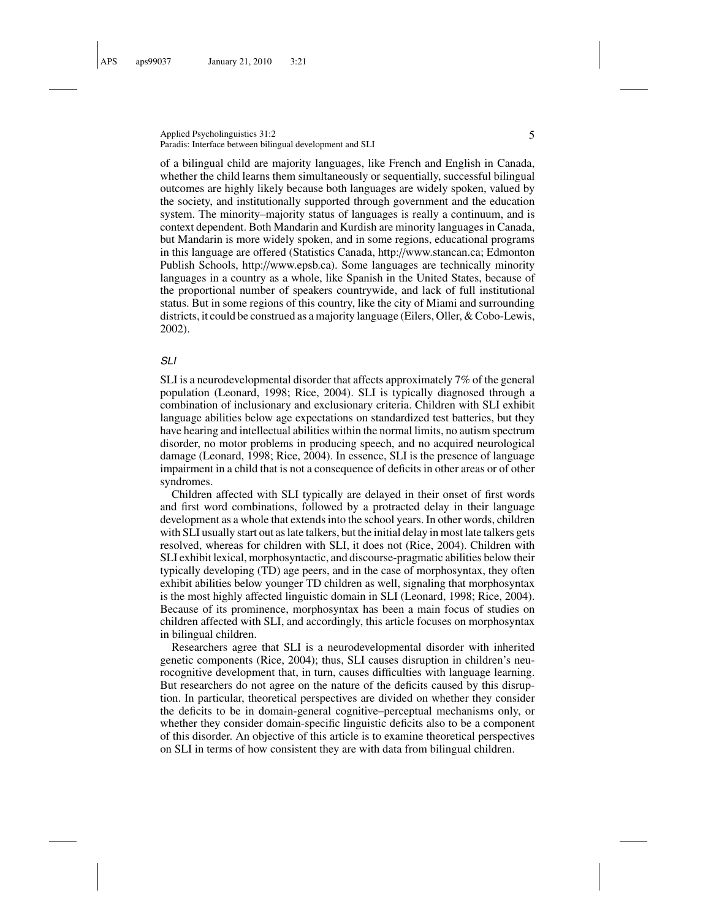of a bilingual child are majority languages, like French and English in Canada, whether the child learns them simultaneously or sequentially, successful bilingual outcomes are highly likely because both languages are widely spoken, valued by the society, and institutionally supported through government and the education system. The minority–majority status of languages is really a continuum, and is context dependent. Both Mandarin and Kurdish are minority languages in Canada, but Mandarin is more widely spoken, and in some regions, educational programs in this language are offered (Statistics Canada, http://www.stancan.ca; Edmonton Publish Schools, http://www.epsb.ca). Some languages are technically minority languages in a country as a whole, like Spanish in the United States, because of the proportional number of speakers countrywide, and lack of full institutional status. But in some regions of this country, like the city of Miami and surrounding districts, it could be construed as a majority language (Eilers, Oller, & Cobo-Lewis, 2002).

### *SLI*

SLI is a neurodevelopmental disorder that affects approximately 7% of the general population (Leonard, 1998; Rice, 2004). SLI is typically diagnosed through a combination of inclusionary and exclusionary criteria. Children with SLI exhibit language abilities below age expectations on standardized test batteries, but they have hearing and intellectual abilities within the normal limits, no autism spectrum disorder, no motor problems in producing speech, and no acquired neurological damage (Leonard, 1998; Rice, 2004). In essence, SLI is the presence of language impairment in a child that is not a consequence of deficits in other areas or of other syndromes.

Children affected with SLI typically are delayed in their onset of first words and first word combinations, followed by a protracted delay in their language development as a whole that extends into the school years. In other words, children with SLI usually start out as late talkers, but the initial delay in most late talkers gets resolved, whereas for children with SLI, it does not (Rice, 2004). Children with SLI exhibit lexical, morphosyntactic, and discourse-pragmatic abilities below their typically developing (TD) age peers, and in the case of morphosyntax, they often exhibit abilities below younger TD children as well, signaling that morphosyntax is the most highly affected linguistic domain in SLI (Leonard, 1998; Rice, 2004). Because of its prominence, morphosyntax has been a main focus of studies on children affected with SLI, and accordingly, this article focuses on morphosyntax in bilingual children.

Researchers agree that SLI is a neurodevelopmental disorder with inherited genetic components (Rice, 2004); thus, SLI causes disruption in children's neurocognitive development that, in turn, causes difficulties with language learning. But researchers do not agree on the nature of the deficits caused by this disruption. In particular, theoretical perspectives are divided on whether they consider the deficits to be in domain-general cognitive–perceptual mechanisms only, or whether they consider domain-specific linguistic deficits also to be a component of this disorder. An objective of this article is to examine theoretical perspectives on SLI in terms of how consistent they are with data from bilingual children.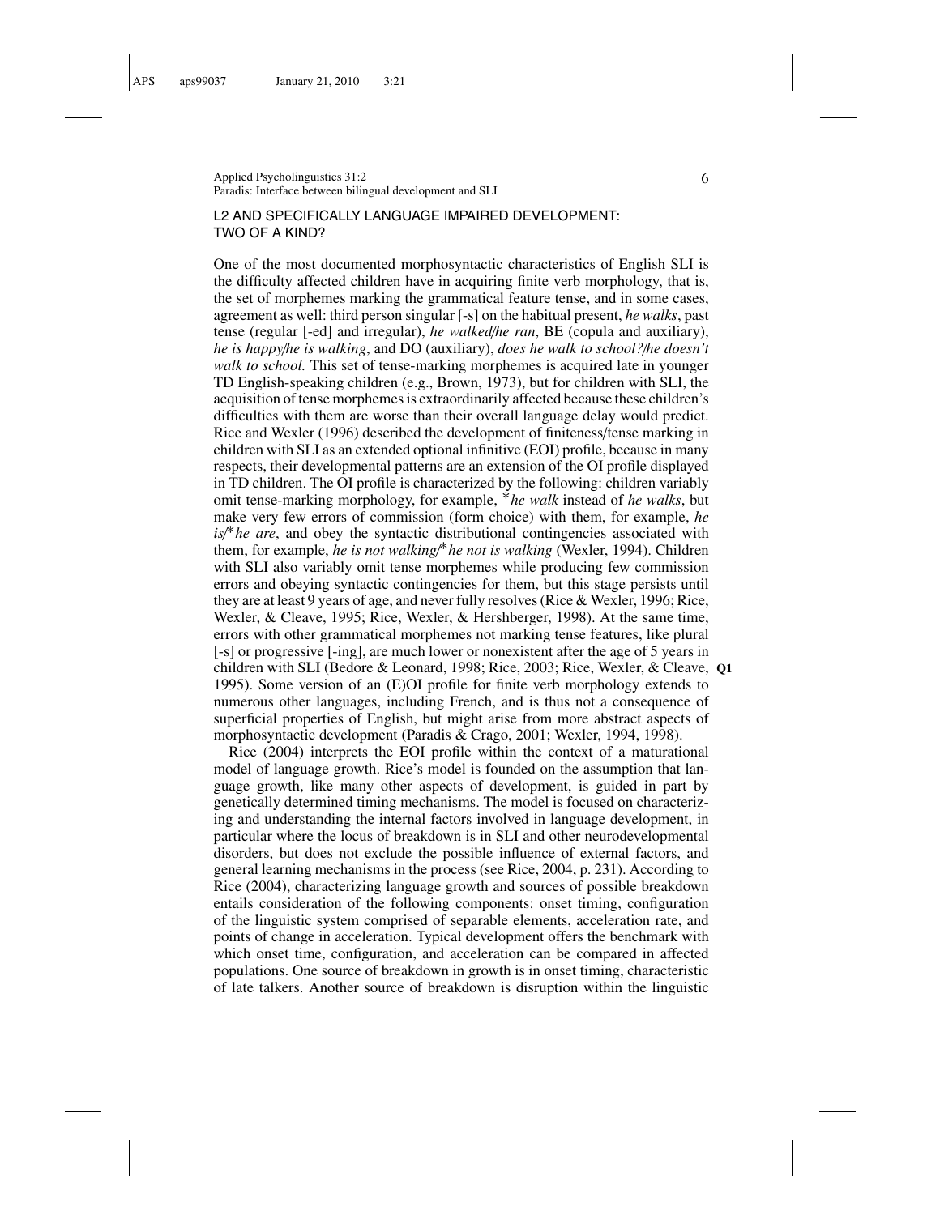## L2 AND SPECIFICALLY LANGUAGE IMPAIRED DEVELOPMENT: TWO OF A KIND?

One of the most documented morphosyntactic characteristics of English SLI is the difficulty affected children have in acquiring finite verb morphology, that is, the set of morphemes marking the grammatical feature tense, and in some cases, agreement as well: third person singular [-s] on the habitual present, *he walks*, past tense (regular [-ed] and irregular), *he walked/he ran*, BE (copula and auxiliary), *he is happy/he is walking*, and DO (auxiliary), *does he walk to school?/he doesn't walk to school.* This set of tense-marking morphemes is acquired late in younger TD English-speaking children (e.g., Brown, 1973), but for children with SLI, the acquisition of tense morphemes is extraordinarily affected because these children's difficulties with them are worse than their overall language delay would predict. Rice and Wexler (1996) described the development of finiteness/tense marking in children with SLI as an extended optional infinitive (EOI) profile, because in many respects, their developmental patterns are an extension of the OI profile displayed in TD children. The OI profile is characterized by the following: children variably omit tense-marking morphology, for example, \**he walk* instead of *he walks*, but make very few errors of commission (form choice) with them, for example, *he is/\*he are*, and obey the syntactic distributional contingencies associated with them, for example, *he is not walking/\*he not is walking* (Wexler, 1994). Children with SLI also variably omit tense morphemes while producing few commission errors and obeying syntactic contingencies for them, but this stage persists until they are at least 9 years of age, and never fully resolves (Rice & Wexler, 1996; Rice, Wexler, & Cleave, 1995; Rice, Wexler, & Hershberger, 1998). At the same time, errors with other grammatical morphemes not marking tense features, like plural [-s] or progressive [-ing], are much lower or nonexistent after the age of 5 years in children with SLI (Bedore & Leonard, 1998; Rice, 2003; Rice, Wexler, & Cleave, 1995). Some version of an (E)OI profile for finite verb morphology extends to numerous other languages, including French, and is thus not a consequence of superficial properties of English, but might arise from more abstract aspects of morphosyntactic development (Paradis & Crago, 2001; Wexler, 1994, 1998).

Rice (2004) interprets the EOI profile within the context of a maturational model of language growth. Rice's model is founded on the assumption that language growth, like many other aspects of development, is guided in part by genetically determined timing mechanisms. The model is focused on characterizing and understanding the internal factors involved in language development, in particular where the locus of breakdown is in SLI and other neurodevelopmental disorders, but does not exclude the possible influence of external factors, and general learning mechanisms in the process (see Rice, 2004, p. 231). According to Rice (2004), characterizing language growth and sources of possible breakdown entails consideration of the following components: onset timing, configuration of the linguistic system comprised of separable elements, acceleration rate, and points of change in acceleration. Typical development offers the benchmark with which onset time, configuration, and acceleration can be compared in affected populations. One source of breakdown in growth is in onset timing, characteristic of late talkers. Another source of breakdown is disruption within the linguistic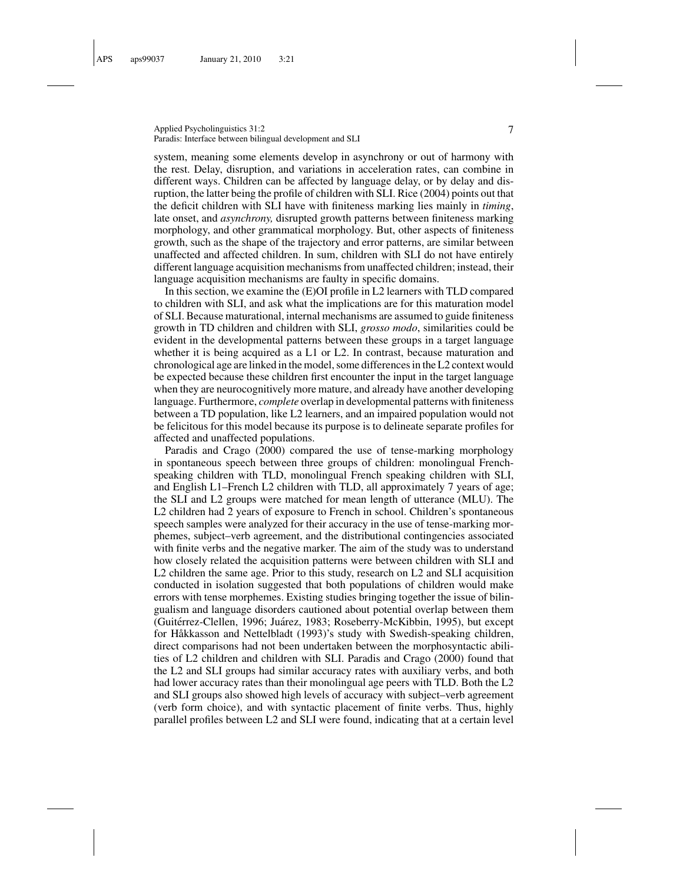system, meaning some elements develop in asynchrony or out of harmony with the rest. Delay, disruption, and variations in acceleration rates, can combine in different ways. Children can be affected by language delay, or by delay and disruption, the latter being the profile of children with SLI. Rice (2004) points out that the deficit children with SLI have with finiteness marking lies mainly in *timing*, late onset, and *asynchrony,* disrupted growth patterns between finiteness marking morphology, and other grammatical morphology. But, other aspects of finiteness growth, such as the shape of the trajectory and error patterns, are similar between unaffected and affected children. In sum, children with SLI do not have entirely different language acquisition mechanisms from unaffected children; instead, their language acquisition mechanisms are faulty in specific domains.

In this section, we examine the (E)OI profile in L2 learners with TLD compared to children with SLI, and ask what the implications are for this maturation model of SLI. Because maturational, internal mechanisms are assumed to guide finiteness growth in TD children and children with SLI, *grosso modo*, similarities could be evident in the developmental patterns between these groups in a target language whether it is being acquired as a L1 or L2. In contrast, because maturation and chronological age are linked in the model, some differences in the L2 context would be expected because these children first encounter the input in the target language when they are neurocognitively more mature, and already have another developing language. Furthermore, *complete* overlap in developmental patterns with finiteness between a TD population, like L2 learners, and an impaired population would not be felicitous for this model because its purpose is to delineate separate profiles for affected and unaffected populations.

Paradis and Crago (2000) compared the use of tense-marking morphology in spontaneous speech between three groups of children: monolingual French-speaking children with TLD, monolingual French speaking children with SLI, and English L1–French L2 children with TLD, all approximately 7 years of age; the SLI and L2 groups were matched for mean length of utterance (MLU). The L2 children had 2 years of exposure to French in school. Children's spontaneous speech samples were analyzed for their accuracy in the use of tense-marking morphemes, subject–verb agreement, and the distributional contingencies associated with finite verbs and the negative marker. The aim of the study was to understand how closely related the acquisition patterns were between children with SLI and L2 children the same age. Prior to this study, research on L2 and SLI acquisition conducted in isolation suggested that both populations of children would make errors with tense morphemes. Existing studies bringing together the issue of bilingualism and language disorders cautioned about potential overlap between them (Guitérrez-Clellen, 1996; Juárez, 1983; Roseberry-McKibbin, 1995), but except for Håkkasson and Nettelbladt (1993)'s study with Swedish-speaking children, direct comparisons had not been undertaken between the morphosyntactic abilities of L2 children and children with SLI. Paradis and Crago (2000) found that the L2 and SLI groups had similar accuracy rates with auxiliary verbs, and both had lower accuracy rates than their monolingual age peers with TLD. Both the L2 and SLI groups also showed high levels of accuracy with subject–verb agreement (verb form choice), and with syntactic placement of finite verbs. Thus, highly parallel profiles between L2 and SLI were found, indicating that at a certain level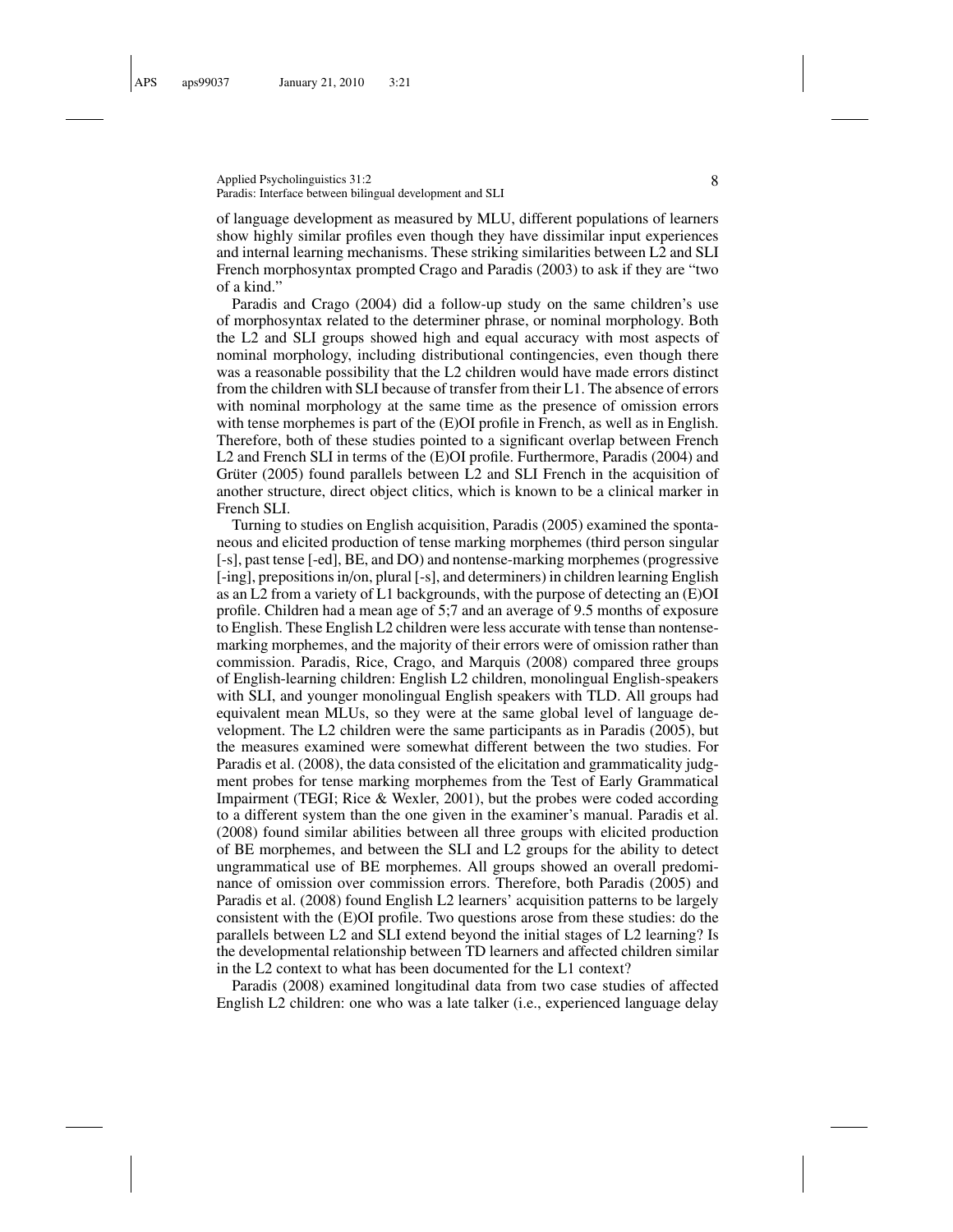of language development as measured by MLU, different populations of learners show highly similar profiles even though they have dissimilar input experiences and internal learning mechanisms. These striking similarities between L2 and SLI French morphosyntax prompted Crago and Paradis (2003) to ask if they are "two of a kind."

Paradis and Crago (2004) did a follow-up study on the same children's use of morphosyntax related to the determiner phrase, or nominal morphology. Both the L2 and SLI groups showed high and equal accuracy with most aspects of nominal morphology, including distributional contingencies, even though there was a reasonable possibility that the L2 children would have made errors distinct from the children with SLI because of transfer from their L1. The absence of errors with nominal morphology at the same time as the presence of omission errors with tense morphemes is part of the (E)OI profile in French, as well as in English. Therefore, both of these studies pointed to a significant overlap between French L2 and French SLI in terms of the (E)OI profile. Furthermore, Paradis (2004) and Grüter (2005) found parallels between L2 and SLI French in the acquisition of another structure, direct object clitics, which is known to be a clinical marker in French SLI.

Turning to studies on English acquisition, Paradis (2005) examined the spontaneous and elicited production of tense marking morphemes (third person singular [-s], past tense [-ed], BE, and DO) and nontense-marking morphemes (progressive [-ing], prepositions in/on, plural [-s], and determiners) in children learning English as an L2 from a variety of L1 backgrounds, with the purpose of detecting an (E)OI profile. Children had a mean age of 5;7 and an average of 9.5 months of exposure to English. These English L2 children were less accurate with tense than nontense-marking morphemes, and the majority of their errors were of omission rather than commission. Paradis, Rice, Crago, and Marquis (2008) compared three groups of English-learning children: English L2 children, monolingual English-speakers with SLI, and younger monolingual English speakers with TLD. All groups had equivalent mean MLUs, so they were at the same global level of language development. The L2 children were the same participants as in Paradis (2005), but the measures examined were somewhat different between the two studies. For Paradis et al. (2008), the data consisted of the elicitation and grammaticality judgment probes for tense marking morphemes from the Test of Early Grammatical Impairment (TEGI; Rice & Wexler, 2001), but the probes were coded according to a different system than the one given in the examiner's manual. Paradis et al. (2008) found similar abilities between all three groups with elicited production of BE morphemes, and between the SLI and L2 groups for the ability to detect ungrammatical use of BE morphemes. All groups showed an overall predominance of omission over commission errors. Therefore, both Paradis (2005) and Paradis et al. (2008) found English L2 learners' acquisition patterns to be largely consistent with the (E)OI profile. Two questions arose from these studies: do the parallels between L2 and SLI extend beyond the initial stages of L2 learning? Is the developmental relationship between TD learners and affected children similar in the L2 context to what has been documented for the L1 context?

Paradis (2008) examined longitudinal data from two case studies of affected English L2 children: one who was a late talker (i.e., experienced language delay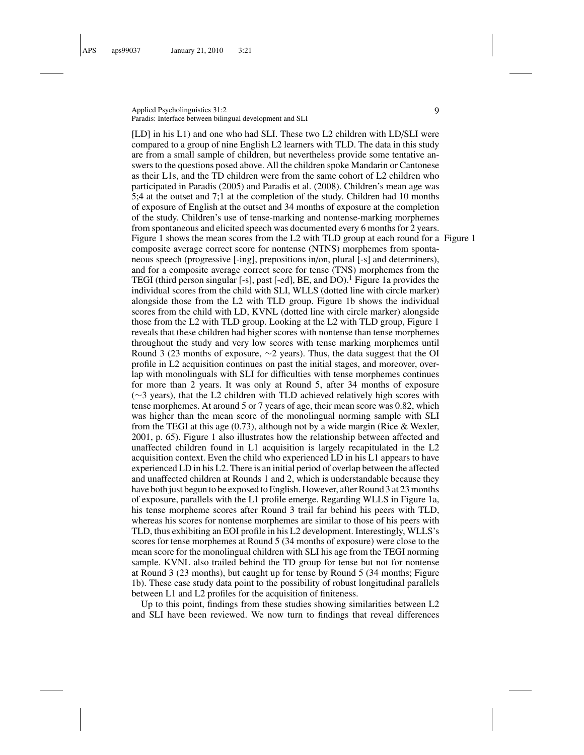[LD] in his L1) and one who had SLI. These two L2 children with LD/SLI were compared to a group of nine English L2 learners with TLD. The data in this study are from a small sample of children, but nevertheless provide some tentative answers to the questions posed above. All the children spoke Mandarin or Cantonese as their L1s, and the TD children were from the same cohort of L2 children who participated in Paradis (2005) and Paradis et al. (2008). Children's mean age was 5;4 at the outset and 7;1 at the completion of the study. Children had 10 months of exposure of English at the outset and 34 months of exposure at the completion of the study. Children's use of tense-marking and nontense-marking morphemes from spontaneous and elicited speech was documented every 6 months for 2 years. Figure 1 shows the mean scores from the L2 with TLD group at each round for a composite average correct score for nontense (NTNS) morphemes from spontaneous speech (progressive [-ing], prepositions in/on, plural [-s] and determiners), and for a composite average correct score for tense (TNS) morphemes from the TEGI (third person singular [-s], past [-ed], BE, and DO).[1] Figure 1a provides the individual scores from the child with SLI, WLLS (dotted line with circle marker) alongside those from the L2 with TLD group. Figure 1b shows the individual scores from the child with LD, KVNL (dotted line with circle marker) alongside those from the L2 with TLD group. Looking at the L2 with TLD group, Figure 1 reveals that these children had higher scores with nontense than tense morphemes throughout the study and very low scores with tense marking morphemes until Round 3 (23 months of exposure, ∼2 years). Thus, the data suggest that the OI profile in L2 acquisition continues on past the initial stages, and moreover, overlap with monolinguals with SLI for difficulties with tense morphemes continues for more than 2 years. It was only at Round 5, after 34 months of exposure (∼3 years), that the L2 children with TLD achieved relatively high scores with tense morphemes. At around 5 or 7 years of age, their mean score was 0.82, which was higher than the mean score of the monolingual norming sample with SLI from the TEGI at this age (0.73), although not by a wide margin (Rice & Wexler, 2001, p. 65). Figure 1 also illustrates how the relationship between affected and unaffected children found in L1 acquisition is largely recapitulated in the L2 acquisition context. Even the child who experienced LD in his L1 appears to have experienced LD in his L2. There is an initial period of overlap between the affected and unaffected children at Rounds 1 and 2, which is understandable because they have both just begun to be exposed to English. However, after Round 3 at 23 months of exposure, parallels with the L1 profile emerge. Regarding WLLS in Figure 1a, his tense morpheme scores after Round 3 trail far behind his peers with TLD, whereas his scores for nontense morphemes are similar to those of his peers with TLD, thus exhibiting an EOI profile in his L2 development. Interestingly, WLLS's scores for tense morphemes at Round 5 (34 months of exposure) were close to the mean score for the monolingual children with SLI his age from the TEGI norming sample. KVNL also trailed behind the TD group for tense but not for nontense at Round 3 (23 months), but caught up for tense by Round 5 (34 months; Figure 1b). These case study data point to the possibility of robust longitudinal parallels between L1 and L2 profiles for the acquisition of finiteness.

Up to this point, findings from these studies showing similarities between L2 and SLI have been reviewed. We now turn to findings that reveal differences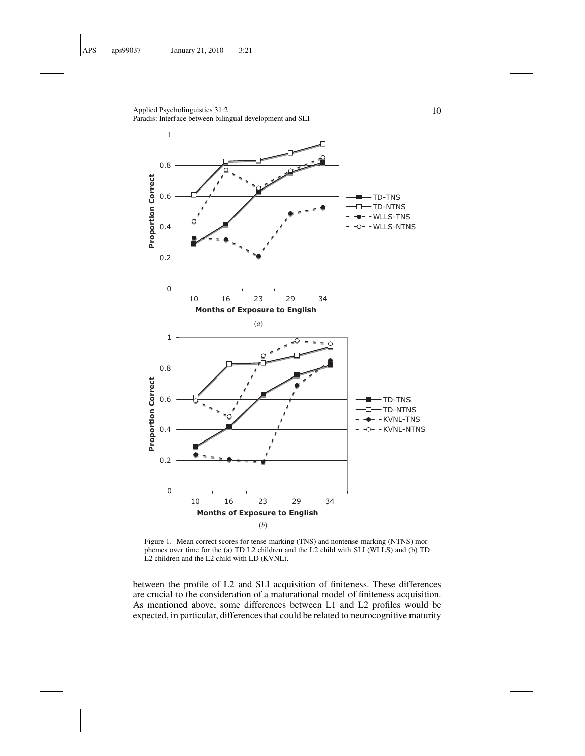Figure 1. Mean correct scores for tense-marking (TNS) and nontense-marking (NTNS) morphemes over time for the (a) TD L2 children and the L2 child with SLI (WLLS) and (b) TD L2 children and the L2 child with LD (KVNL).

between the profile of L2 and SLI acquisition of finiteness. These differences are crucial to the consideration of a maturational model of finiteness acquisition. As mentioned above, some differences between L1 and L2 profiles would be expected, in particular, differences that could be related to neurocognitive maturity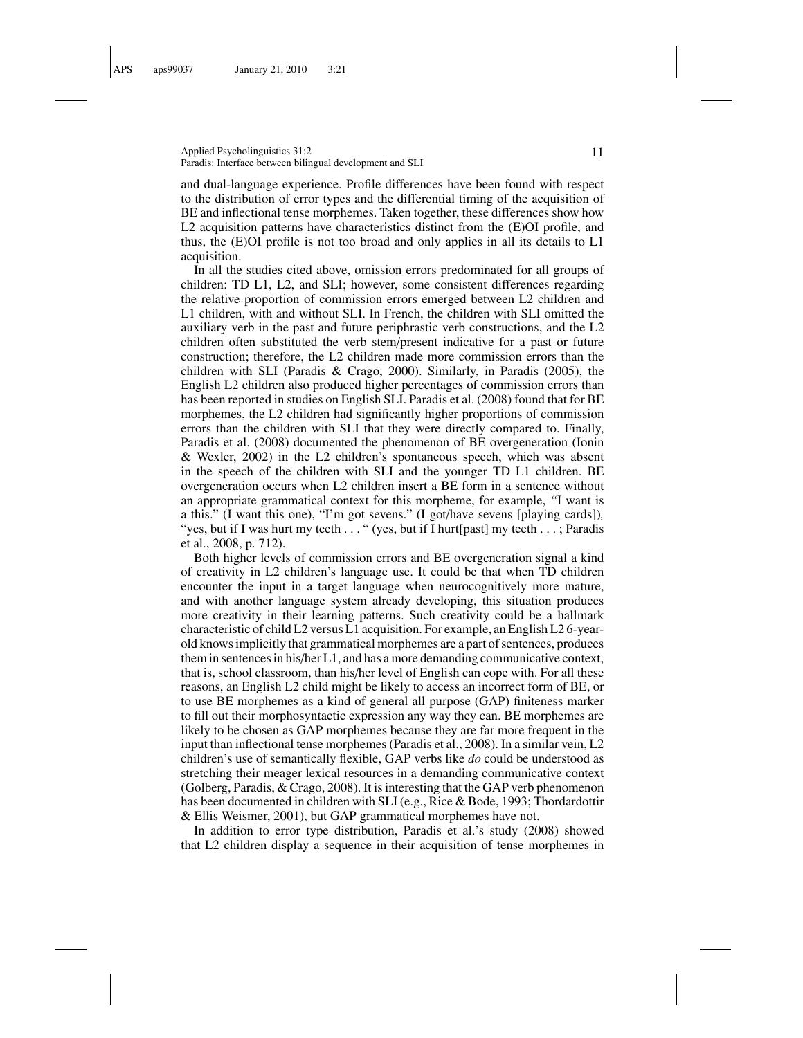and dual-language experience. Profile differences have been found with respect to the distribution of error types and the differential timing of the acquisition of BE and inflectional tense morphemes. Taken together, these differences show how L2 acquisition patterns have characteristics distinct from the (E)OI profile, and thus, the (E)OI profile is not too broad and only applies in all its details to L1 acquisition.

In all the studies cited above, omission errors predominated for all groups of children: TD L1, L2, and SLI; however, some consistent differences regarding the relative proportion of commission errors emerged between L2 children and L1 children, with and without SLI. In French, the children with SLI omitted the auxiliary verb in the past and future periphrastic verb constructions, and the L2 children often substituted the verb stem/present indicative for a past or future construction; therefore, the L2 children made more commission errors than the children with SLI (Paradis & Crago, 2000). Similarly, in Paradis (2005), the English L2 children also produced higher percentages of commission errors than has been reported in studies on English SLI. Paradis et al. (2008) found that for BE morphemes, the L2 children had significantly higher proportions of commission errors than the children with SLI that they were directly compared to. Finally, Paradis et al. (2008) documented the phenomenon of BE overgeneration (Ionin & Wexler, 2002) in the L2 children's spontaneous speech, which was absent in the speech of the children with SLI and the younger TD L1 children. BE overgeneration occurs when L2 children insert a BE form in a sentence without an appropriate grammatical context for this morpheme, for example, "I want is a this." (I want this one), "I'm got sevens." (I got/have sevens [playing cards]), "yes, but if I was hurt my teeth . . . " (yes, but if I hurt[past] my teeth . . . ; Paradis et al., 2008, p. 712).

Both higher levels of commission errors and BE overgeneration signal a kind of creativity in L2 children's language use. It could be that when TD children encounter the input in a target language when neurocognitively more mature, and with another language system already developing, this situation produces more creativity in their learning patterns. Such creativity could be a hallmark characteristic of child L2 versus L1 acquisition. For example, an English L2 6-year-old knows implicitly that grammatical morphemes are a part of sentences, produces them in sentences in his/her L1, and has a more demanding communicative context, that is, school classroom, than his/her level of English can cope with. For all these reasons, an English L2 child might be likely to access an incorrect form of BE, or to use BE morphemes as a kind of general all purpose (GAP) finiteness marker to fill out their morphosyntactic expression any way they can. BE morphemes are likely to be chosen as GAP morphemes because they are far more frequent in the input than inflectional tense morphemes (Paradis et al., 2008). In a similar vein, L2 children's use of semantically flexible, GAP verbs like *do* could be understood as stretching their meager lexical resources in a demanding communicative context (Golberg, Paradis, & Crago, 2008). It is interesting that the GAP verb phenomenon has been documented in children with SLI (e.g., Rice & Bode, 1993; Thordardottir & Ellis Weismer, 2001), but GAP grammatical morphemes have not.

In addition to error type distribution, Paradis et al.'s study (2008) showed that L2 children display a sequence in their acquisition of tense morphemes in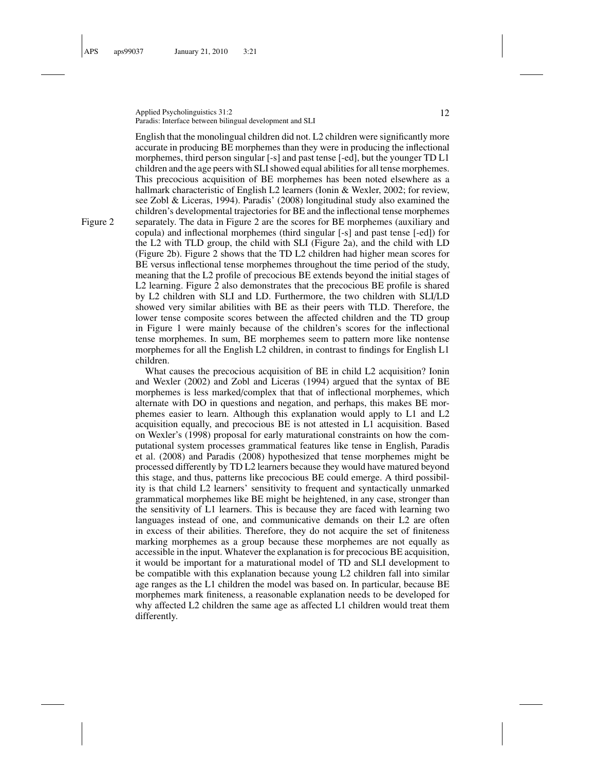English that the monolingual children did not. L2 children were significantly more accurate in producing BE morphemes than they were in producing the inflectional morphemes, third person singular [-s] and past tense [-ed], but the younger TD L1 children and the age peers with SLI showed equal abilities for all tense morphemes. This precocious acquisition of BE morphemes has been noted elsewhere as a hallmark characteristic of English L2 learners (Ionin & Wexler, 2002; for review, see Zobl & Liceras, 1994). Paradis' (2008) longitudinal study also examined the children's developmental trajectories for BE and the inflectional tense morphemes separately. The data in Figure 2 are the scores for BE morphemes (auxiliary and copula) and inflectional morphemes (third singular [-s] and past tense [-ed]) for the L2 with TLD group, the child with SLI (Figure 2a), and the child with LD (Figure 2b). Figure 2 shows that the TD L2 children had higher mean scores for BE versus inflectional tense morphemes throughout the time period of the study, meaning that the L2 profile of precocious BE extends beyond the initial stages of L2 learning. Figure 2 also demonstrates that the precocious BE profile is shared by L2 children with SLI and LD. Furthermore, the two children with SLI/LD showed very similar abilities with BE as their peers with TLD. Therefore, the lower tense composite scores between the affected children and the TD group in Figure 1 were mainly because of the children's scores for the inflectional tense morphemes. In sum, BE morphemes seem to pattern more like nontense morphemes for all the English L2 children, in contrast to findings for English L1 children.

What causes the precocious acquisition of BE in child L2 acquisition? Ionin and Wexler (2002) and Zobl and Liceras (1994) argued that the syntax of BE morphemes is less marked/complex that that of inflectional morphemes, which alternate with DO in questions and negation, and perhaps, this makes BE morphemes easier to learn. Although this explanation would apply to L1 and L2 acquisition equally, and precocious BE is not attested in L1 acquisition. Based on Wexler's (1998) proposal for early maturational constraints on how the computational system processes grammatical features like tense in English, Paradis et al. (2008) and Paradis (2008) hypothesized that tense morphemes might be processed differently by TD L2 learners because they would have matured beyond this stage, and thus, patterns like precocious BE could emerge. A third possibility is that child L2 learners' sensitivity to frequent and syntactically unmarked grammatical morphemes like BE might be heightened, in any case, stronger than the sensitivity of L1 learners. This is because they are faced with learning two languages instead of one, and communicative demands on their L2 are often in excess of their abilities. Therefore, they do not acquire the set of finiteness marking morphemes as a group because these morphemes are not equally as accessible in the input. Whatever the explanation is for precocious BE acquisition, it would be important for a maturational model of TD and SLI development to be compatible with this explanation because young L2 children fall into similar age ranges as the L1 children the model was based on. In particular, because BE morphemes mark finiteness, a reasonable explanation needs to be developed for why affected L2 children the same age as affected L1 children would treat them differently.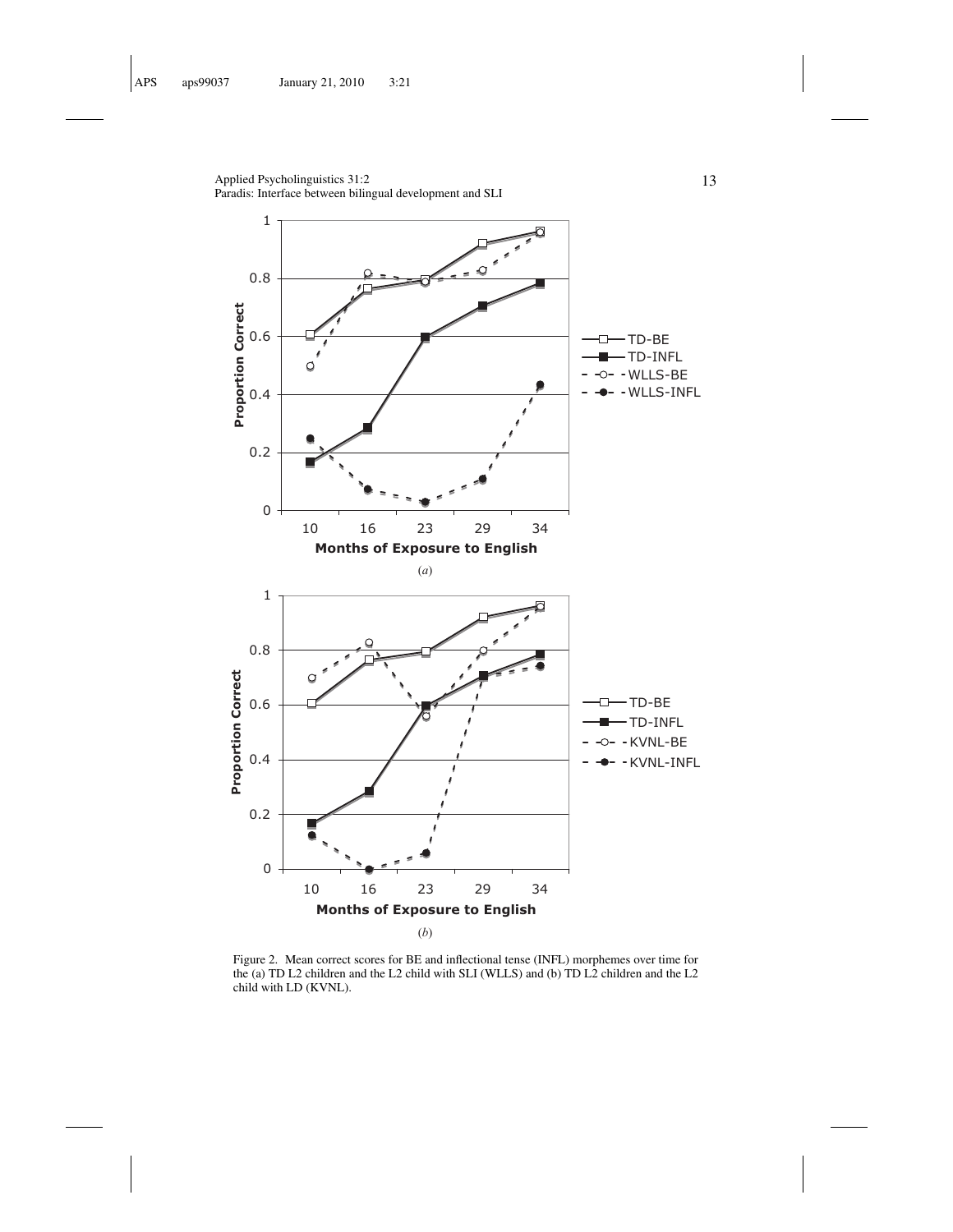Figure 2. Mean correct scores for BE and inflectional tense (INFL) morphemes over time for the (a) TD L2 children and the L2 child with SLI (WLLS) and (b) TD L2 children and the L2 child with LD (KVNL).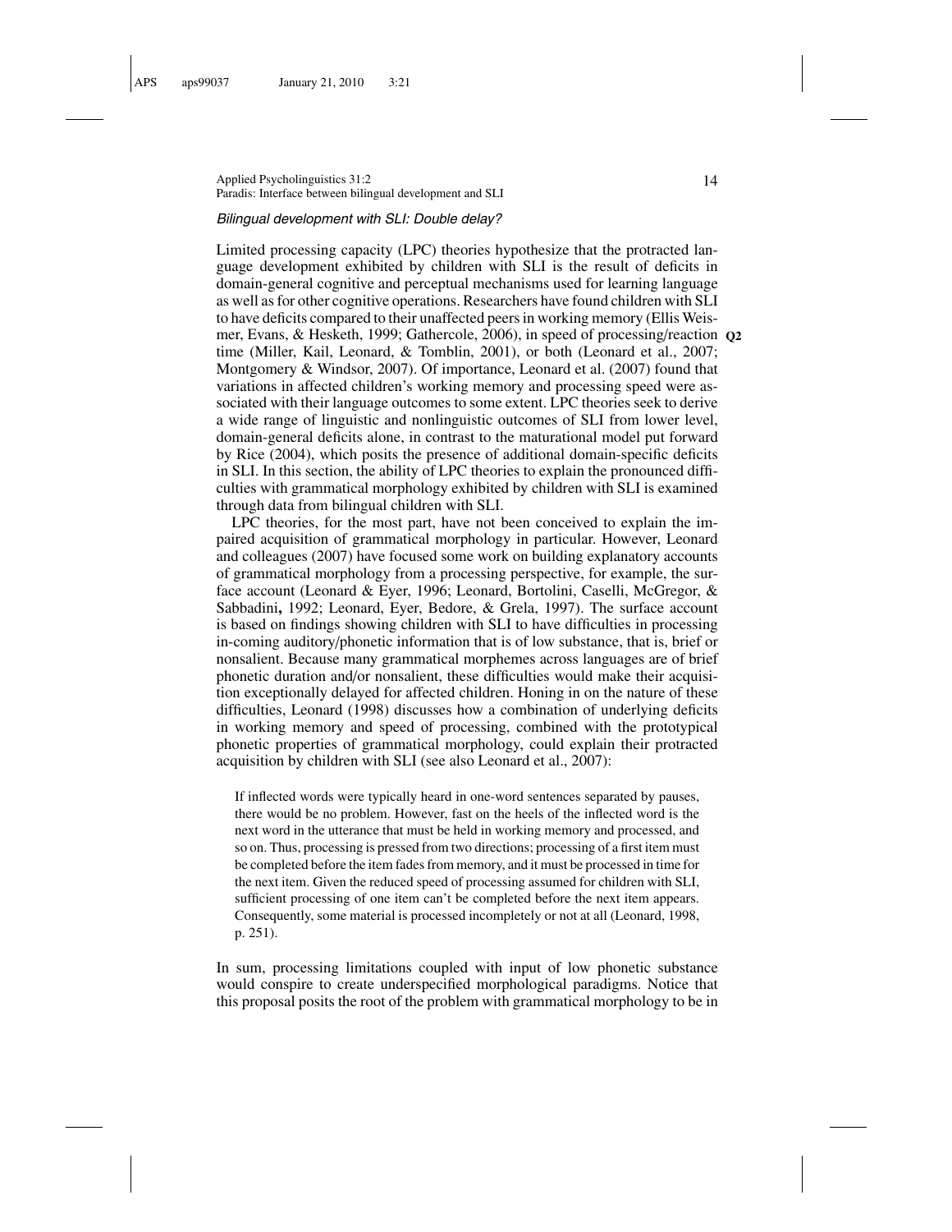*Bilingual development with SLI: Double delay?*

Limited processing capacity (LPC) theories hypothesize that the protracted language development exhibited by children with SLI is the result of deficits in domain-general cognitive and perceptual mechanisms used for learning language as well as for other cognitive operations. Researchers have found children with SLI to have deficits compared to their unaffected peers in working memory (Ellis Weismer, Evans, & Hesketh, 1999; Gathercole, 2006), in speed of processing/reaction time (Miller, Kail, Leonard, & Tomblin, 2001), or both (Leonard et al., 2007; Montgomery & Windsor, 2007). Of importance, Leonard et al. (2007) found that variations in affected children's working memory and processing speed were associated with their language outcomes to some extent. LPC theories seek to derive a wide range of linguistic and nonlinguistic outcomes of SLI from lower level, domain-general deficits alone, in contrast to the maturational model put forward by Rice (2004), which posits the presence of additional domain-specific deficits in SLI. In this section, the ability of LPC theories to explain the pronounced difficulties with grammatical morphology exhibited by children with SLI is examined through data from bilingual children with SLI.

LPC theories, for the most part, have not been conceived to explain the impaired acquisition of grammatical morphology in particular. However, Leonard and colleagues (2007) have focused some work on building explanatory accounts of grammatical morphology from a processing perspective, for example, the surface account (Leonard & Eyer, 1996; Leonard, Bortolini, Caselli, McGregor, & Sabbadini, 1992; Leonard, Eyer, Bedore, & Grela, 1997). The surface account is based on findings showing children with SLI to have difficulties in processing in-coming auditory/phonetic information that is of low substance, that is, brief or nonsalient. Because many grammatical morphemes across languages are of brief phonetic duration and/or nonsalient, these difficulties would make their acquisition exceptionally delayed for affected children. Honing in on the nature of these difficulties, Leonard (1998) discusses how a combination of underlying deficits in working memory and speed of processing, combined with the prototypical phonetic properties of grammatical morphology, could explain their protracted acquisition by children with SLI (see also Leonard et al., 2007):

> If inflected words were typically heard in one-word sentences separated by pauses, there would be no problem. However, fast on the heels of the inflected word is the next word in the utterance that must be held in working memory and processed, and so on. Thus, processing is pressed from two directions; processing of a first item must be completed before the item fades from memory, and it must be processed in time for the next item. Given the reduced speed of processing assumed for children with SLI, sufficient processing of one item can't be completed before the next item appears. Consequently, some material is processed incompletely or not at all (Leonard, 1998, p. 251).

In sum, processing limitations coupled with input of low phonetic substance would conspire to create underspecified morphological paradigms. Notice that this proposal posits the root of the problem with grammatical morphology to be in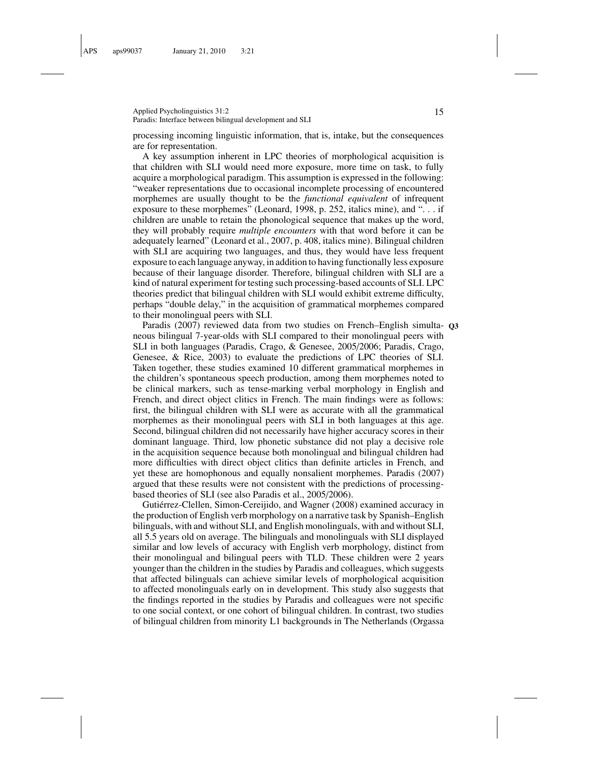processing incoming linguistic information, that is, intake, but the consequences are for representation.

A key assumption inherent in LPC theories of morphological acquisition is that children with SLI would need more exposure, more time on task, to fully acquire a morphological paradigm. This assumption is expressed in the following: "weaker representations due to occasional incomplete processing of encountered morphemes are usually thought to be the *functional equivalent* of infrequent exposure to these morphemes" (Leonard, 1998, p. 252, italics mine), and ". . . if children are unable to retain the phonological sequence that makes up the word, they will probably require *multiple encounters* with that word before it can be adequately learned" (Leonard et al., 2007, p. 408, italics mine). Bilingual children with SLI are acquiring two languages, and thus, they would have less frequent exposure to each language anyway, in addition to having functionally less exposure because of their language disorder. Therefore, bilingual children with SLI are a kind of natural experiment for testing such processing-based accounts of SLI. LPC theories predict that bilingual children with SLI would exhibit extreme difficulty, perhaps "double delay," in the acquisition of grammatical morphemes compared to their monolingual peers with SLI.

Paradis (2007) reviewed data from two studies on French–English simultaneous bilingual 7-year-olds with SLI compared to their monolingual peers with SLI in both languages (Paradis, Crago, & Genesee, 2005/2006; Paradis, Crago, Genesee, & Rice, 2003) to evaluate the predictions of LPC theories of SLI. Taken together, these studies examined 10 different grammatical morphemes in the children's spontaneous speech production, among them morphemes noted to be clinical markers, such as tense-marking verbal morphology in English and French, and direct object clitics in French. The main findings were as follows: first, the bilingual children with SLI were as accurate with all the grammatical morphemes as their monolingual peers with SLI in both languages at this age. Second, bilingual children did not necessarily have higher accuracy scores in their dominant language. Third, low phonetic substance did not play a decisive role in the acquisition sequence because both monolingual and bilingual children had more difficulties with direct object clitics than definite articles in French, and yet these are homophonous and equally nonsalient morphemes. Paradis (2007) argued that these results were not consistent with the predictions of processing-based theories of SLI (see also Paradis et al., 2005/2006).

Gutiérrez-Clellen, Simon-Cereijido, and Wagner (2008) examined accuracy in the production of English verb morphology on a narrative task by Spanish–English bilinguals, with and without SLI, and English monolinguals, with and without SLI, all 5.5 years old on average. The bilinguals and monolinguals with SLI displayed similar and low levels of accuracy with English verb morphology, distinct from their monolingual and bilingual peers with TLD. These children were 2 years younger than the children in the studies by Paradis and colleagues, which suggests that affected bilinguals can achieve similar levels of morphological acquisition to affected monolinguals early on in development. This study also suggests that the findings reported in the studies by Paradis and colleagues were not specific to one social context, or one cohort of bilingual children. In contrast, two studies of bilingual children from minority L1 backgrounds in The Netherlands (Orgassa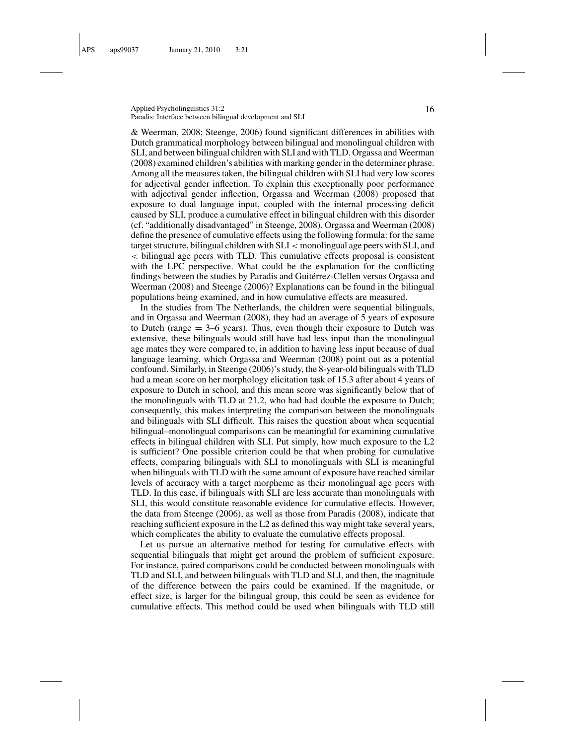& Weerman, 2008; Steenge, 2006) found significant differences in abilities with Dutch grammatical morphology between bilingual and monolingual children with SLI, and between bilingual children with SLI and with TLD. Orgassa and Weerman (2008) examined children's abilities with marking gender in the determiner phrase. Among all the measures taken, the bilingual children with SLI had very low scores for adjectival gender inflection. To explain this exceptionally poor performance with adjectival gender inflection, Orgassa and Weerman (2008) proposed that exposure to dual language input, coupled with the internal processing deficit caused by SLI, produce a cumulative effect in bilingual children with this disorder (cf. "additionally disadvantaged" in Steenge, 2008). Orgassa and Weerman (2008) define the presence of cumulative effects using the following formula: for the same target structure, bilingual children with SLI < monolingual age peers with SLI, and < bilingual age peers with TLD. This cumulative effects proposal is consistent with the LPC perspective. What could be the explanation for the conflicting findings between the studies by Paradis and Guitérrez-Clellen versus Orgassa and Weerman (2008) and Steenge (2006)? Explanations can be found in the bilingual populations being examined, and in how cumulative effects are measured.

In the studies from The Netherlands, the children were sequential bilinguals, and in Orgassa and Weerman (2008), they had an average of 5 years of exposure to Dutch (range = 3–6 years). Thus, even though their exposure to Dutch was extensive, these bilinguals would still have had less input than the monolingual age mates they were compared to, in addition to having less input because of dual language learning, which Orgassa and Weerman (2008) point out as a potential confound. Similarly, in Steenge (2006)'s study, the 8-year-old bilinguals with TLD had a mean score on her morphology elicitation task of 15.3 after about 4 years of exposure to Dutch in school, and this mean score was significantly below that of the monolinguals with TLD at 21.2, who had had double the exposure to Dutch; consequently, this makes interpreting the comparison between the monolinguals and bilinguals with SLI difficult. This raises the question about when sequential bilingual–monolingual comparisons can be meaningful for examining cumulative effects in bilingual children with SLI. Put simply, how much exposure to the L2 is sufficient? One possible criterion could be that when probing for cumulative effects, comparing bilinguals with SLI to monolinguals with SLI is meaningful when bilinguals with TLD with the same amount of exposure have reached similar levels of accuracy with a target morpheme as their monolingual age peers with TLD. In this case, if bilinguals with SLI are less accurate than monolinguals with SLI, this would constitute reasonable evidence for cumulative effects. However, the data from Steenge (2006), as well as those from Paradis (2008), indicate that reaching sufficient exposure in the L2 as defined this way might take several years, which complicates the ability to evaluate the cumulative effects proposal.

Let us pursue an alternative method for testing for cumulative effects with sequential bilinguals that might get around the problem of sufficient exposure. For instance, paired comparisons could be conducted between monolinguals with TLD and SLI, and between bilinguals with TLD and SLI, and then, the magnitude of the difference between the pairs could be examined. If the magnitude, or effect size, is larger for the bilingual group, this could be seen as evidence for cumulative effects. This method could be used when bilinguals with TLD still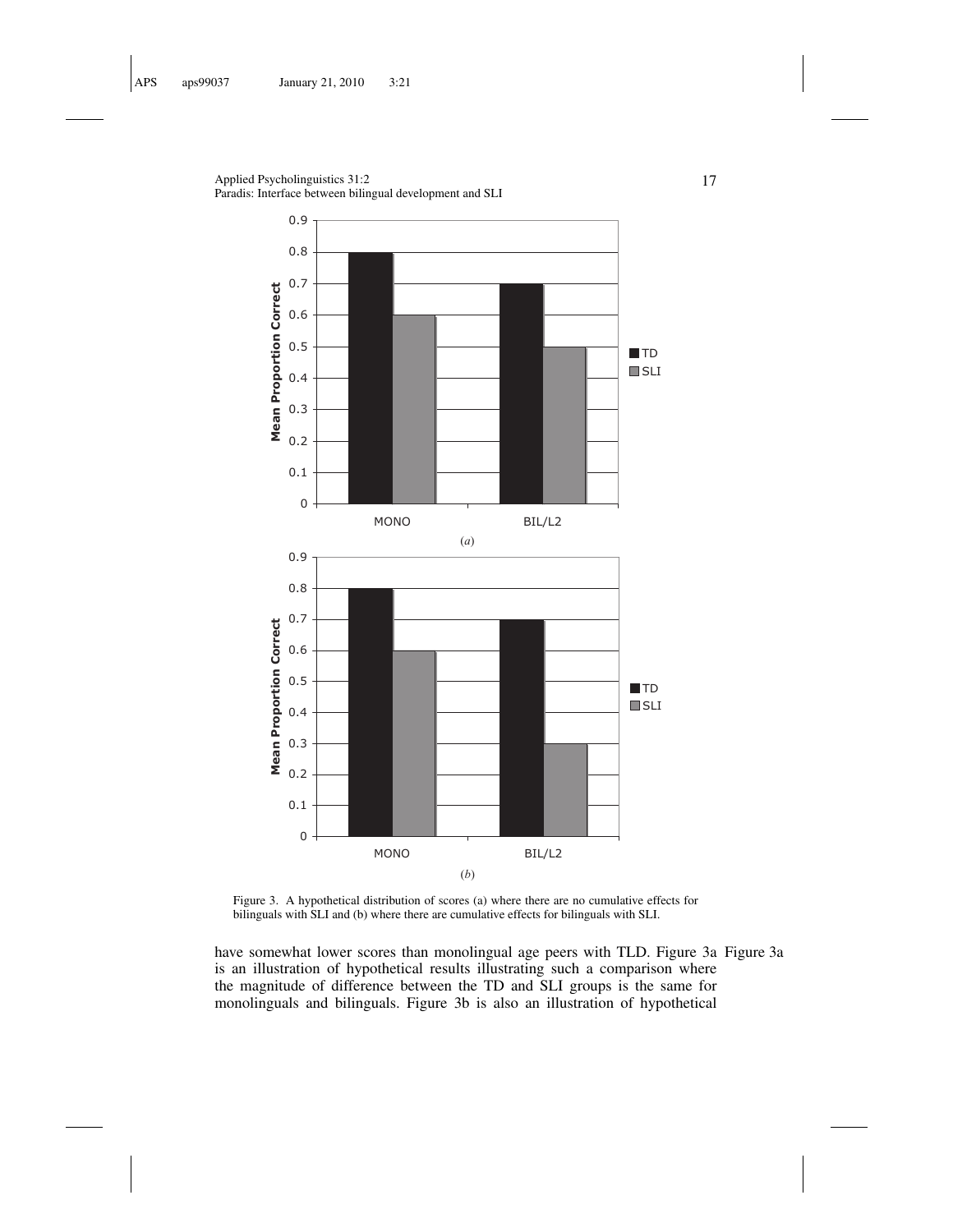Figure 3. A hypothetical distribution of scores (a) where there are no cumulative effects for bilinguals with SLI and (b) where there are cumulative effects for bilinguals with SLI.

have somewhat lower scores than monolingual age peers with TLD. Figure 3a is an illustration of hypothetical results illustrating such a comparison where the magnitude of difference between the TD and SLI groups is the same for monolinguals and bilinguals. Figure 3b is also an illustration of hypothetical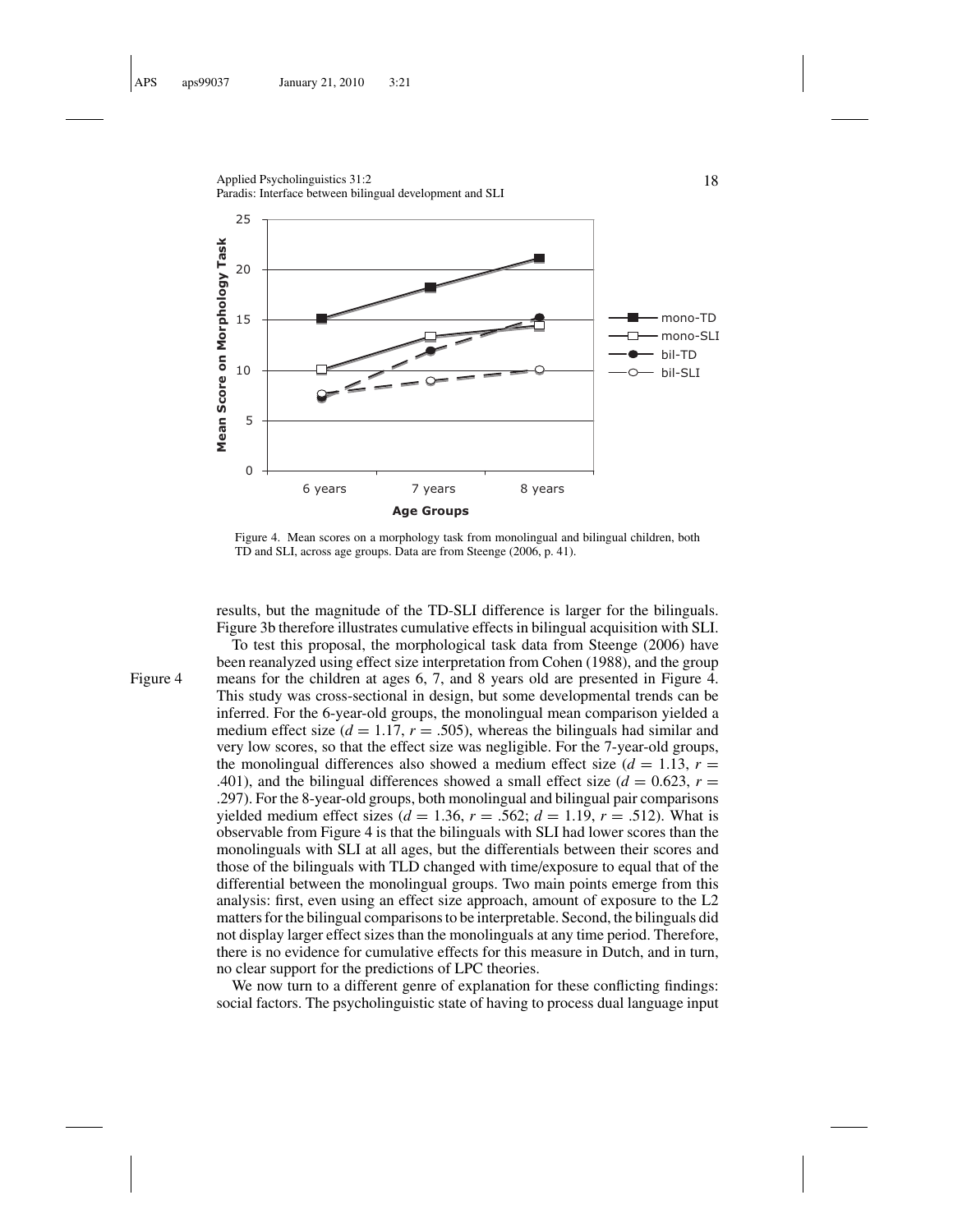Figure 4. Mean scores on a morphology task from monolingual and bilingual children, both TD and SLI, across age groups. Data are from Steenge (2006, p. 41).

results, but the magnitude of the TD-SLI difference is larger for the bilinguals. Figure 3b therefore illustrates cumulative effects in bilingual acquisition with SLI.

To test this proposal, the morphological task data from Steenge (2006) have been reanalyzed using effect size interpretation from Cohen (1988), and the group means for the children at ages 6, 7, and 8 years old are presented in Figure 4. This study was cross-sectional in design, but some developmental trends can be inferred. For the 6-year-old groups, the monolingual mean comparison yielded a medium effect size ($d = 1.17$, $r = .505$), whereas the bilinguals had similar and very low scores, so that the effect size was negligible. For the 7-year-old groups, the monolingual differences also showed a medium effect size ($d = 1.13$, $r = .401$), and the bilingual differences showed a small effect size ($d = 0.623$, $r = .297$). For the 8-year-old groups, both monolingual and bilingual pair comparisons yielded medium effect sizes ($d = 1.36$, $r = .562$; $d = 1.19$, $r = .512$). What is observable from Figure 4 is that the bilinguals with SLI had lower scores than the monolinguals with SLI at all ages, but the differentials between their scores and those of the bilinguals with TLD changed with time/exposure to equal that of the differential between the monolingual groups. Two main points emerge from this analysis: first, even using an effect size approach, amount of exposure to the L2 matters for the bilingual comparisons to be interpretable. Second, the bilinguals did not display larger effect sizes than the monolinguals at any time period. Therefore, there is no evidence for cumulative effects for this measure in Dutch, and in turn, no clear support for the predictions of LPC theories.

We now turn to a different genre of explanation for these conflicting findings: social factors. The psycholinguistic state of having to process dual language input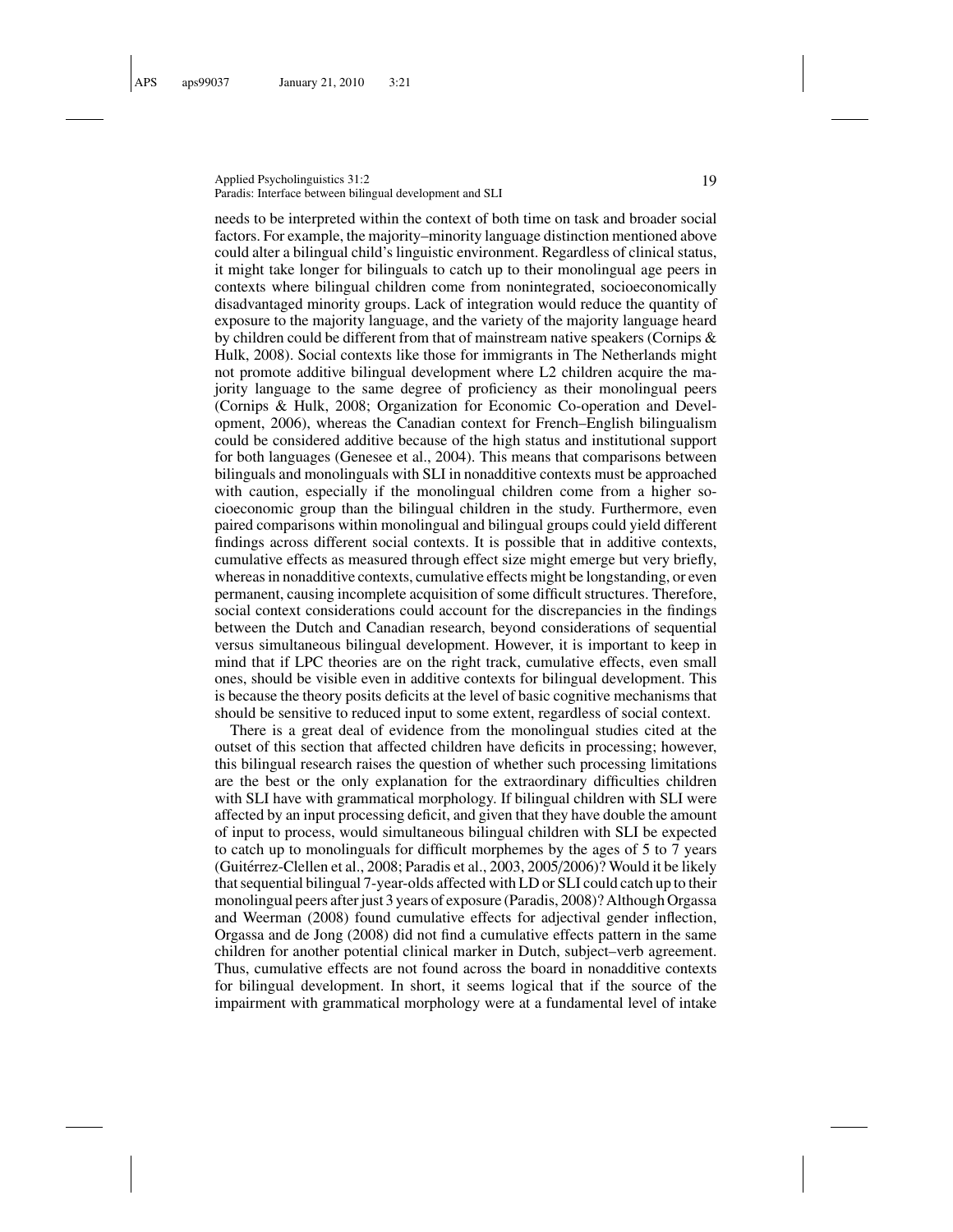needs to be interpreted within the context of both time on task and broader social factors. For example, the majority–minority language distinction mentioned above could alter a bilingual child's linguistic environment. Regardless of clinical status, it might take longer for bilinguals to catch up to their monolingual age peers in contexts where bilingual children come from nonintegrated, socioeconomically disadvantaged minority groups. Lack of integration would reduce the quantity of exposure to the majority language, and the variety of the majority language heard by children could be different from that of mainstream native speakers (Cornips & Hulk, 2008). Social contexts like those for immigrants in The Netherlands might not promote additive bilingual development where L2 children acquire the majority language to the same degree of proficiency as their monolingual peers (Cornips & Hulk, 2008; Organization for Economic Co-operation and Development, 2006), whereas the Canadian context for French–English bilingualism could be considered additive because of the high status and institutional support for both languages (Genesee et al., 2004). This means that comparisons between bilinguals and monolinguals with SLI in nonadditive contexts must be approached with caution, especially if the monolingual children come from a higher socioeconomic group than the bilingual children in the study. Furthermore, even paired comparisons within monolingual and bilingual groups could yield different findings across different social contexts. It is possible that in additive contexts, cumulative effects as measured through effect size might emerge but very briefly, whereas in nonadditive contexts, cumulative effects might be longstanding, or even permanent, causing incomplete acquisition of some difficult structures. Therefore, social context considerations could account for the discrepancies in the findings between the Dutch and Canadian research, beyond considerations of sequential versus simultaneous bilingual development. However, it is important to keep in mind that if LPC theories are on the right track, cumulative effects, even small ones, should be visible even in additive contexts for bilingual development. This is because the theory posits deficits at the level of basic cognitive mechanisms that should be sensitive to reduced input to some extent, regardless of social context.

There is a great deal of evidence from the monolingual studies cited at the outset of this section that affected children have deficits in processing; however, this bilingual research raises the question of whether such processing limitations are the best or the only explanation for the extraordinary difficulties children with SLI have with grammatical morphology. If bilingual children with SLI were affected by an input processing deficit, and given that they have double the amount of input to process, would simultaneous bilingual children with SLI be expected to catch up to monolinguals for difficult morphemes by the ages of 5 to 7 years (Guitérrez-Clellen et al., 2008; Paradis et al., 2003, 2005/2006)? Would it be likely that sequential bilingual 7-year-olds affected with LD or SLI could catch up to their monolingual peers after just 3 years of exposure (Paradis, 2008)? Although Orgassa and Weerman (2008) found cumulative effects for adjectival gender inflection, Orgassa and de Jong (2008) did not find a cumulative effects pattern in the same children for another potential clinical marker in Dutch, subject–verb agreement. Thus, cumulative effects are not found across the board in nonadditive contexts for bilingual development. In short, it seems logical that if the source of the impairment with grammatical morphology were at a fundamental level of intake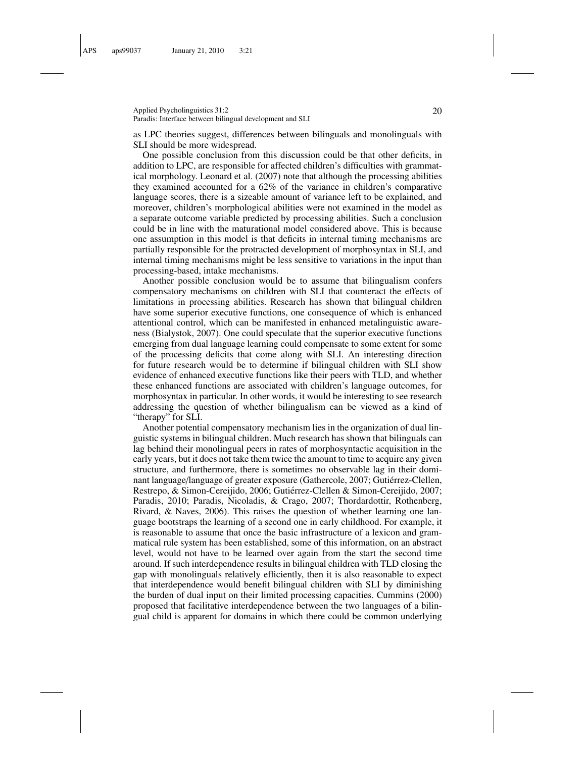as LPC theories suggest, differences between bilinguals and monolinguals with SLI should be more widespread.

One possible conclusion from this discussion could be that other deficits, in addition to LPC, are responsible for affected children's difficulties with grammatical morphology. Leonard et al. (2007) note that although the processing abilities they examined accounted for a 62% of the variance in children's comparative language scores, there is a sizeable amount of variance left to be explained, and moreover, children's morphological abilities were not examined in the model as a separate outcome variable predicted by processing abilities. Such a conclusion could be in line with the maturational model considered above. This is because one assumption in this model is that deficits in internal timing mechanisms are partially responsible for the protracted development of morphosyntax in SLI, and internal timing mechanisms might be less sensitive to variations in the input than processing-based, intake mechanisms.

Another possible conclusion would be to assume that bilingualism confers compensatory mechanisms on children with SLI that counteract the effects of limitations in processing abilities. Research has shown that bilingual children have some superior executive functions, one consequence of which is enhanced attentional control, which can be manifested in enhanced metalinguistic awareness (Bialystok, 2007). One could speculate that the superior executive functions emerging from dual language learning could compensate to some extent for some of the processing deficits that come along with SLI. An interesting direction for future research would be to determine if bilingual children with SLI show evidence of enhanced executive functions like their peers with TLD, and whether these enhanced functions are associated with children's language outcomes, for morphosyntax in particular. In other words, it would be interesting to see research addressing the question of whether bilingualism can be viewed as a kind of "therapy" for SLI.

Another potential compensatory mechanism lies in the organization of dual linguistic systems in bilingual children. Much research has shown that bilinguals can lag behind their monolingual peers in rates of morphosyntactic acquisition in the early years, but it does not take them twice the amount to time to acquire any given structure, and furthermore, there is sometimes no observable lag in their dominant language/language of greater exposure (Gathercole, 2007; Gutiérrez-Clellen, Restrepo, & Simon-Cereijido, 2006; Gutiérrez-Clellen & Simon-Cereijido, 2007; Paradis, 2010; Paradis, Nicoladis, & Crago, 2007; Thordardottir, Rothenberg, Rivard, & Naves, 2006). This raises the question of whether learning one language bootstraps the learning of a second one in early childhood. For example, it is reasonable to assume that once the basic infrastructure of a lexicon and grammatical rule system has been established, some of this information, on an abstract level, would not have to be learned over again from the start the second time around. If such interdependence results in bilingual children with TLD closing the gap with monolinguals relatively efficiently, then it is also reasonable to expect that interdependence would benefit bilingual children with SLI by diminishing the burden of dual input on their limited processing capacities. Cummins (2000) proposed that facilitative interdependence between the two languages of a bilingual child is apparent for domains in which there could be common underlying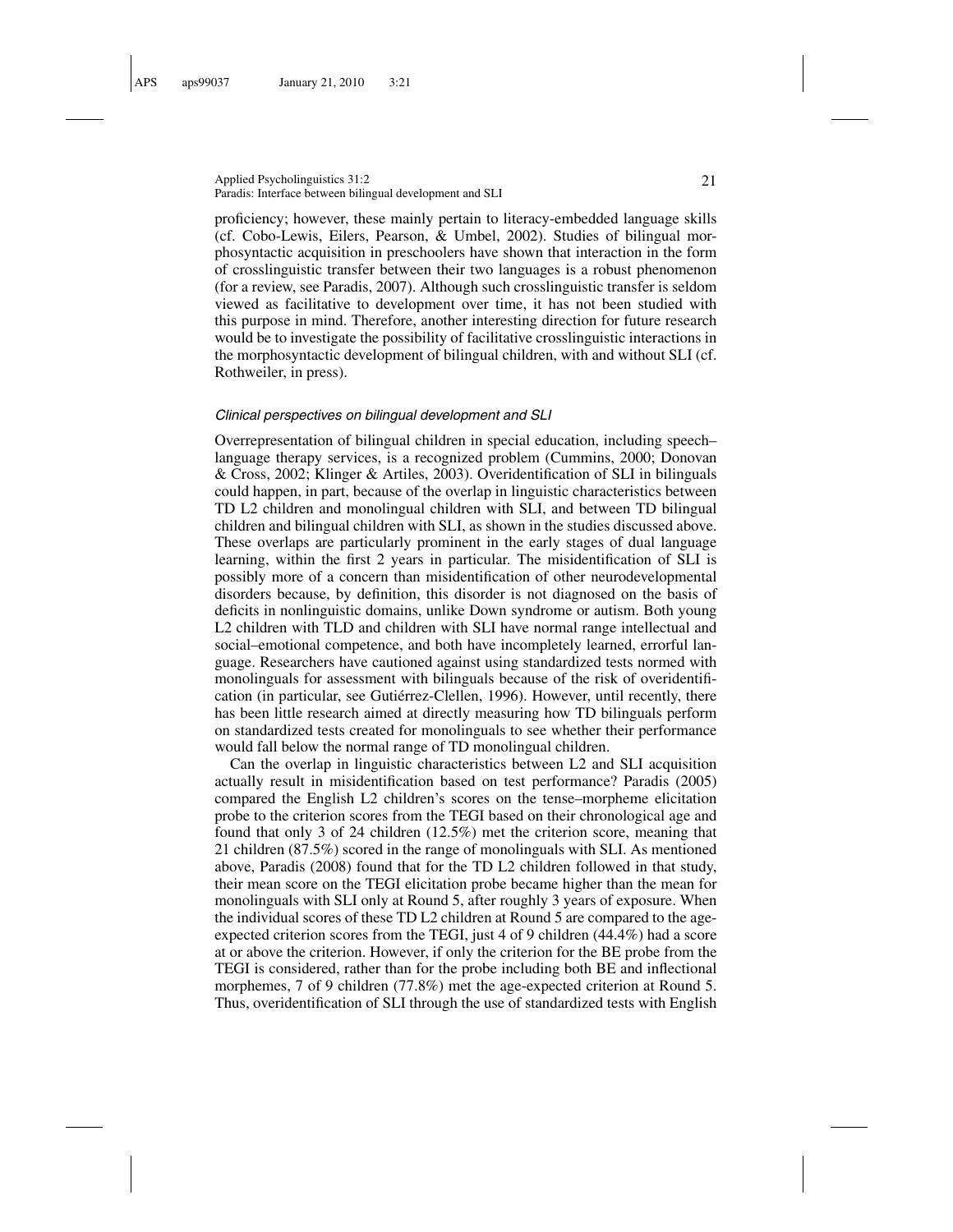proficiency; however, these mainly pertain to literacy-embedded language skills (cf. Cobo-Lewis, Eilers, Pearson, & Umbel, 2002). Studies of bilingual morphosyntactic acquisition in preschoolers have shown that interaction in the form of crosslinguistic transfer between their two languages is a robust phenomenon (for a review, see Paradis, 2007). Although such crosslinguistic transfer is seldom viewed as facilitative to development over time, it has not been studied with this purpose in mind. Therefore, another interesting direction for future research would be to investigate the possibility of facilitative crosslinguistic interactions in the morphosyntactic development of bilingual children, with and without SLI (cf. Rothweiler, in press).

### *Clinical perspectives on bilingual development and SLI*

Overrepresentation of bilingual children in special education, including speech–language therapy services, is a recognized problem (Cummins, 2000; Donovan & Cross, 2002; Klinger & Artiles, 2003). Overidentification of SLI in bilinguals could happen, in part, because of the overlap in linguistic characteristics between TD L2 children and monolingual children with SLI, and between TD bilingual children and bilingual children with SLI, as shown in the studies discussed above. These overlaps are particularly prominent in the early stages of dual language learning, within the first 2 years in particular. The misidentification of SLI is possibly more of a concern than misidentification of other neurodevelopmental disorders because, by definition, this disorder is not diagnosed on the basis of deficits in nonlinguistic domains, unlike Down syndrome or autism. Both young L2 children with TLD and children with SLI have normal range intellectual and social–emotional competence, and both have incompletely learned, errorful language. Researchers have cautioned against using standardized tests normed with monolinguals for assessment with bilinguals because of the risk of overidentification (in particular, see Gutiérrez-Clellen, 1996). However, until recently, there has been little research aimed at directly measuring how TD bilinguals perform on standardized tests created for monolinguals to see whether their performance would fall below the normal range of TD monolingual children.

Can the overlap in linguistic characteristics between L2 and SLI acquisition actually result in misidentification based on test performance? Paradis (2005) compared the English L2 children's scores on the tense–morpheme elicitation probe to the criterion scores from the TEGI based on their chronological age and found that only 3 of 24 children (12.5%) met the criterion score, meaning that 21 children (87.5%) scored in the range of monolinguals with SLI. As mentioned above, Paradis (2008) found that for the TD L2 children followed in that study, their mean score on the TEGI elicitation probe became higher than the mean for monolinguals with SLI only at Round 5, after roughly 3 years of exposure. When the individual scores of these TD L2 children at Round 5 are compared to the age-expected criterion scores from the TEGI, just 4 of 9 children (44.4%) had a score at or above the criterion. However, if only the criterion for the BE probe from the TEGI is considered, rather than for the probe including both BE and inflectional morphemes, 7 of 9 children (77.8%) met the age-expected criterion at Round 5. Thus, overidentification of SLI through the use of standardized tests with English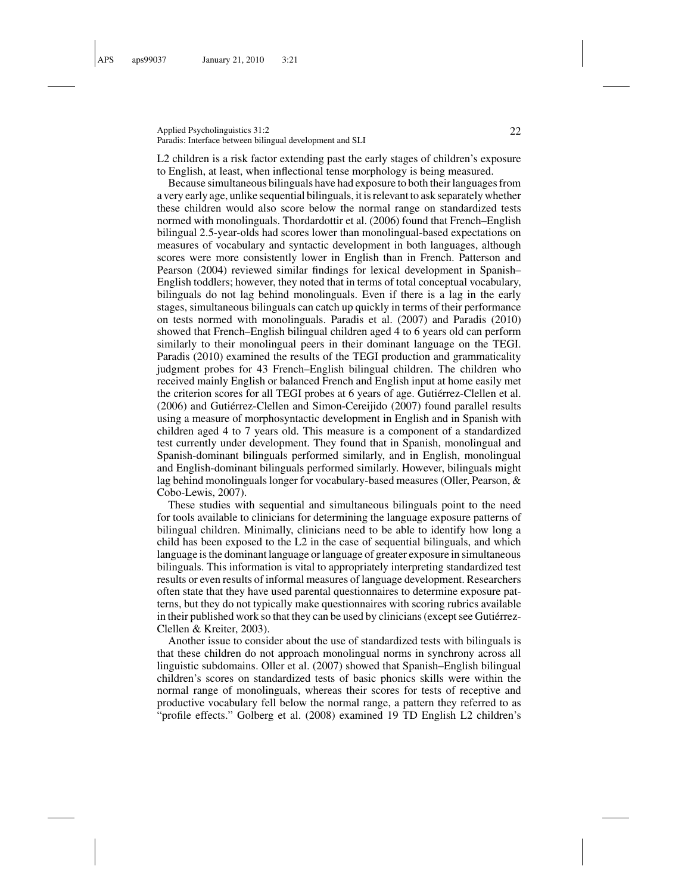L2 children is a risk factor extending past the early stages of children's exposure to English, at least, when inflectional tense morphology is being measured.

Because simultaneous bilinguals have had exposure to both their languages from a very early age, unlike sequential bilinguals, it is relevant to ask separately whether these children would also score below the normal range on standardized tests normed with monolinguals. Thordardottir et al. (2006) found that French–English bilingual 2.5-year-olds had scores lower than monolingual-based expectations on measures of vocabulary and syntactic development in both languages, although scores were more consistently lower in English than in French. Patterson and Pearson (2004) reviewed similar findings for lexical development in Spanish–English toddlers; however, they noted that in terms of total conceptual vocabulary, bilinguals do not lag behind monolinguals. Even if there is a lag in the early stages, simultaneous bilinguals can catch up quickly in terms of their performance on tests normed with monolinguals. Paradis et al. (2007) and Paradis (2010) showed that French–English bilingual children aged 4 to 6 years old can perform similarly to their monolingual peers in their dominant language on the TEGI. Paradis (2010) examined the results of the TEGI production and grammaticality judgment probes for 43 French–English bilingual children. The children who received mainly English or balanced French and English input at home easily met the criterion scores for all TEGI probes at 6 years of age. Gutiérrez-Clellen et al. (2006) and Gutiérrez-Clellen and Simon-Cereijido (2007) found parallel results using a measure of morphosyntactic development in English and in Spanish with children aged 4 to 7 years old. This measure is a component of a standardized test currently under development. They found that in Spanish, monolingual and Spanish-dominant bilinguals performed similarly, and in English, monolingual and English-dominant bilinguals performed similarly. However, bilinguals might lag behind monolinguals longer for vocabulary-based measures (Oller, Pearson, & Cobo-Lewis, 2007).

These studies with sequential and simultaneous bilinguals point to the need for tools available to clinicians for determining the language exposure patterns of bilingual children. Minimally, clinicians need to be able to identify how long a child has been exposed to the L2 in the case of sequential bilinguals, and which language is the dominant language or language of greater exposure in simultaneous bilinguals. This information is vital to appropriately interpreting standardized test results or even results of informal measures of language development. Researchers often state that they have used parental questionnaires to determine exposure patterns, but they do not typically make questionnaires with scoring rubrics available in their published work so that they can be used by clinicians (except see Gutiérrez-Clellen & Kreiter, 2003).

Another issue to consider about the use of standardized tests with bilinguals is that these children do not approach monolingual norms in synchrony across all linguistic subdomains. Oller et al. (2007) showed that Spanish–English bilingual children's scores on standardized tests of basic phonics skills were within the normal range of monolinguals, whereas their scores for tests of receptive and productive vocabulary fell below the normal range, a pattern they referred to as "profile effects." Golberg et al. (2008) examined 19 TD English L2 children's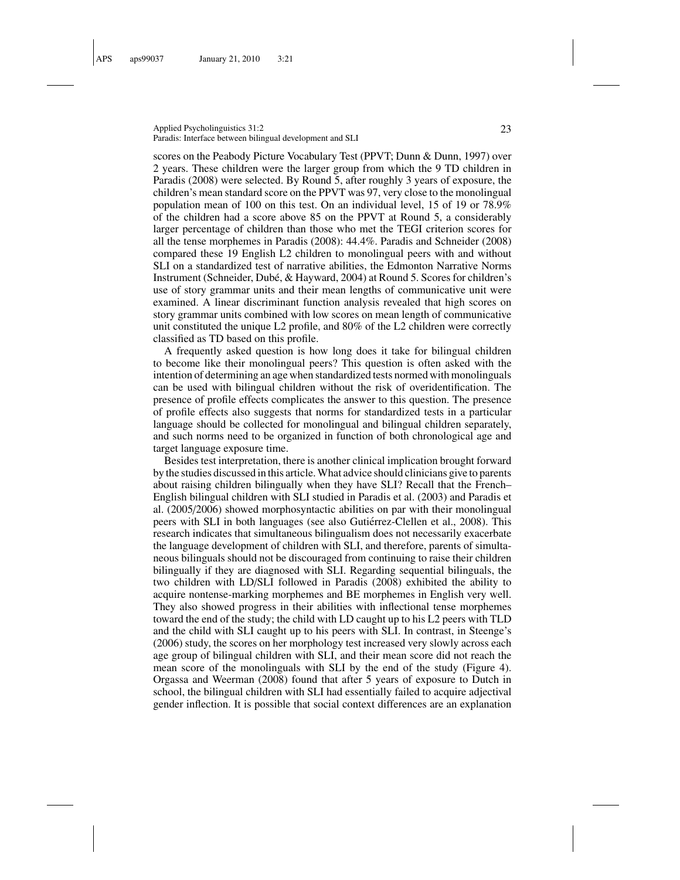scores on the Peabody Picture Vocabulary Test (PPVT; Dunn & Dunn, 1997) over 2 years. These children were the larger group from which the 9 TD children in Paradis (2008) were selected. By Round 5, after roughly 3 years of exposure, the children's mean standard score on the PPVT was 97, very close to the monolingual population mean of 100 on this test. On an individual level, 15 of 19 or 78.9% of the children had a score above 85 on the PPVT at Round 5, a considerably larger percentage of children than those who met the TEGI criterion scores for all the tense morphemes in Paradis (2008): 44.4%. Paradis and Schneider (2008) compared these 19 English L2 children to monolingual peers with and without SLI on a standardized test of narrative abilities, the Edmonton Narrative Norms Instrument (Schneider, Dubé, & Hayward, 2004) at Round 5. Scores for children's use of story grammar units and their mean lengths of communicative unit were examined. A linear discriminant function analysis revealed that high scores on story grammar units combined with low scores on mean length of communicative unit constituted the unique L2 profile, and 80% of the L2 children were correctly classified as TD based on this profile.

A frequently asked question is how long does it take for bilingual children to become like their monolingual peers? This question is often asked with the intention of determining an age when standardized tests normed with monolinguals can be used with bilingual children without the risk of overidentification. The presence of profile effects complicates the answer to this question. The presence of profile effects also suggests that norms for standardized tests in a particular language should be collected for monolingual and bilingual children separately, and such norms need to be organized in function of both chronological age and target language exposure time.

Besides test interpretation, there is another clinical implication brought forward by the studies discussed in this article. What advice should clinicians give to parents about raising children bilingually when they have SLI? Recall that the French–English bilingual children with SLI studied in Paradis et al. (2003) and Paradis et al. (2005/2006) showed morphosyntactic abilities on par with their monolingual peers with SLI in both languages (see also Gutiérrez-Clellen et al., 2008). This research indicates that simultaneous bilingualism does not necessarily exacerbate the language development of children with SLI, and therefore, parents of simultaneous bilinguals should not be discouraged from continuing to raise their children bilingually if they are diagnosed with SLI. Regarding sequential bilinguals, the two children with LD/SLI followed in Paradis (2008) exhibited the ability to acquire nontense-marking morphemes and BE morphemes in English very well. They also showed progress in their abilities with inflectional tense morphemes toward the end of the study; the child with LD caught up to his L2 peers with TLD and the child with SLI caught up to his peers with SLI. In contrast, in Steenge's (2006) study, the scores on her morphology test increased very slowly across each age group of bilingual children with SLI, and their mean score did not reach the mean score of the monolinguals with SLI by the end of the study (Figure 4). Orgassa and Weerman (2008) found that after 5 years of exposure to Dutch in school, the bilingual children with SLI had essentially failed to acquire adjectival gender inflection. It is possible that social context differences are an explanation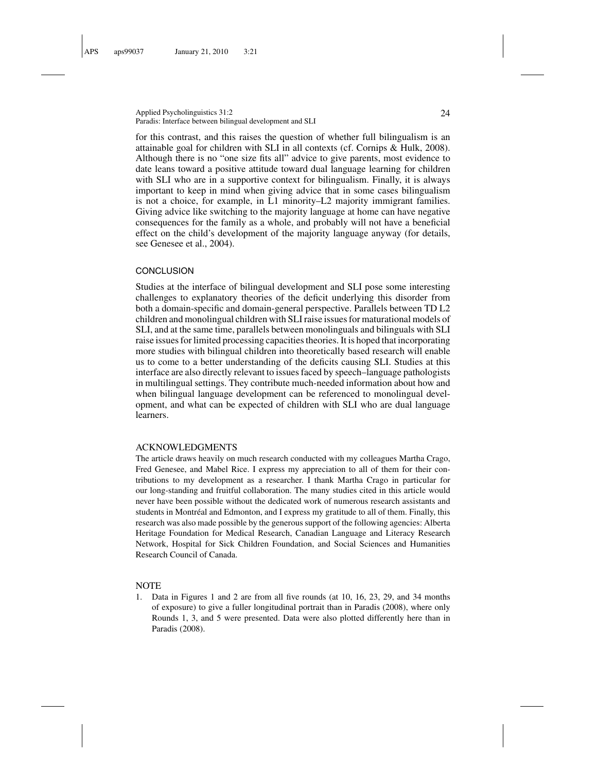for this contrast, and this raises the question of whether full bilingualism is an attainable goal for children with SLI in all contexts (cf. Cornips & Hulk, 2008). Although there is no "one size fits all" advice to give parents, most evidence to date leans toward a positive attitude toward dual language learning for children with SLI who are in a supportive context for bilingualism. Finally, it is always important to keep in mind when giving advice that in some cases bilingualism is not a choice, for example, in L1 minority–L2 majority immigrant families. Giving advice like switching to the majority language at home can have negative consequences for the family as a whole, and probably will not have a beneficial effect on the child's development of the majority language anyway (for details, see Genesee et al., 2004).

## CONCLUSION

Studies at the interface of bilingual development and SLI pose some interesting challenges to explanatory theories of the deficit underlying this disorder from both a domain-specific and domain-general perspective. Parallels between TD L2 children and monolingual children with SLI raise issues for maturational models of SLI, and at the same time, parallels between monolinguals and bilinguals with SLI raise issues for limited processing capacities theories. It is hoped that incorporating more studies with bilingual children into theoretically based research will enable us to come to a better understanding of the deficits causing SLI. Studies at this interface are also directly relevant to issues faced by speech–language pathologists in multilingual settings. They contribute much-needed information about how and when bilingual language development can be referenced to monolingual development, and what can be expected of children with SLI who are dual language learners.

## ACKNOWLEDGMENTS

The article draws heavily on much research conducted with my colleagues Martha Crago, Fred Genesee, and Mabel Rice. I express my appreciation to all of them for their contributions to my development as a researcher. I thank Martha Crago in particular for our long-standing and fruitful collaboration. The many studies cited in this article would never have been possible without the dedicated work of numerous research assistants and students in Montréal and Edmonton, and I express my gratitude to all of them. Finally, this research was also made possible by the generous support of the following agencies: Alberta Heritage Foundation for Medical Research, Canadian Language and Literacy Research Network, Hospital for Sick Children Foundation, and Social Sciences and Humanities Research Council of Canada.

## NOTE

1. Data in Figures 1 and 2 are from all five rounds (at 10, 16, 23, 29, and 34 months of exposure) to give a fuller longitudinal portrait than in Paradis (2008), where only Rounds 1, 3, and 5 were presented. Data were also plotted differently here than in Paradis (2008).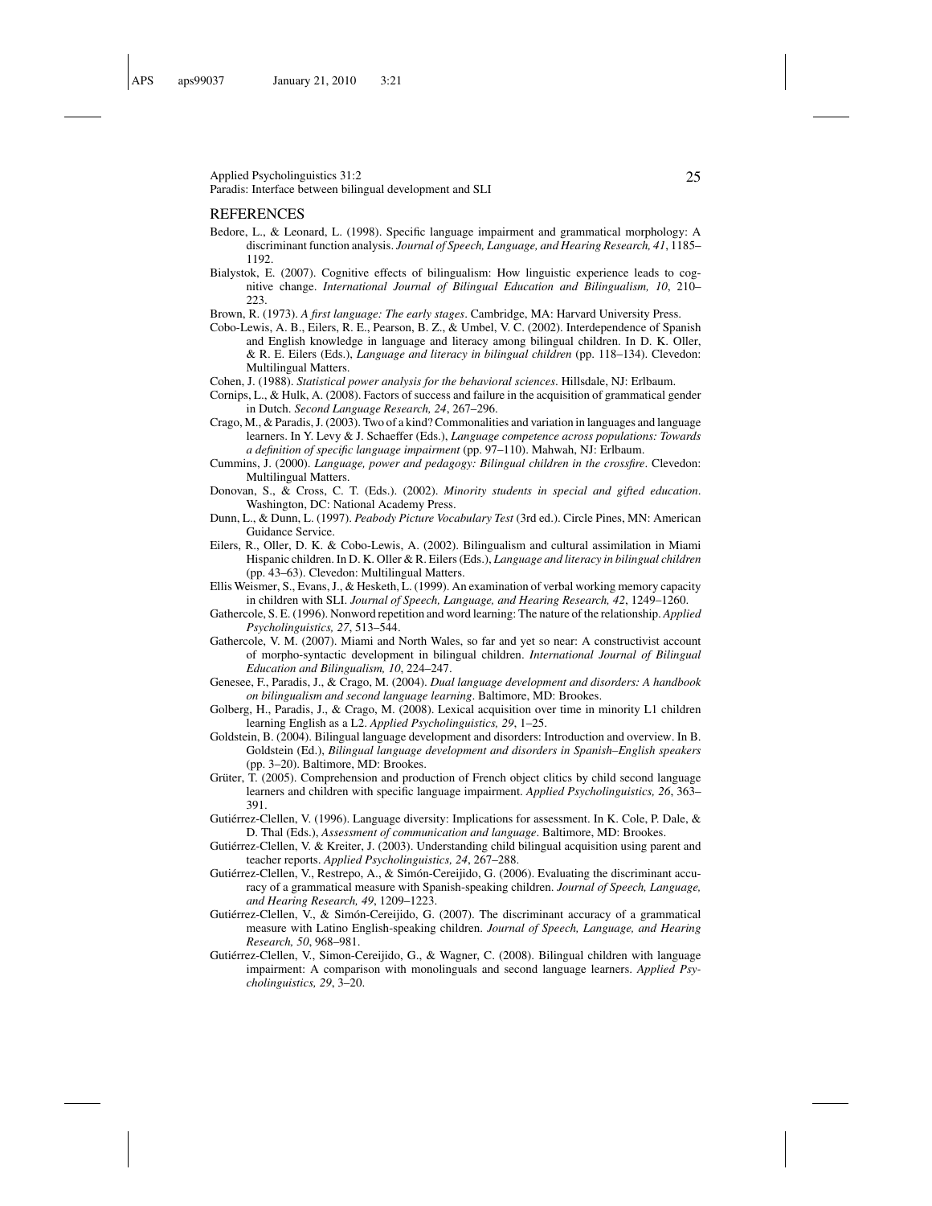## REFERENCES

Bedore, L., & Leonard, L. (1998). Specific language impairment and grammatical morphology: A discriminant function analysis. *Journal of Speech, Language, and Hearing Research, 41*, 1185–1192.

Bialystok, E. (2007). Cognitive effects of bilingualism: How linguistic experience leads to cognitive change. *International Journal of Bilingual Education and Bilingualism, 10*, 210–223.

Brown, R. (1973). *A first language: The early stages*. Cambridge, MA: Harvard University Press.

Cobo-Lewis, A. B., Eilers, R. E., Pearson, B. Z., & Umbel, V. C. (2002). Interdependence of Spanish and English knowledge in language and literacy among bilingual children. In D. K. Oller, & R. E. Eilers (Eds.), *Language and literacy in bilingual children* (pp. 118–134). Clevedon: Multilingual Matters.

Cohen, J. (1988). *Statistical power analysis for the behavioral sciences*. Hillsdale, NJ: Erlbaum.

Cornips, L., & Hulk, A. (2008). Factors of success and failure in the acquisition of grammatical gender in Dutch. *Second Language Research, 24*, 267–296.

Crago, M., & Paradis, J. (2003). Two of a kind? Commonalities and variation in languages and language learners. In Y. Levy & J. Schaeffer (Eds.), *Language competence across populations: Towards a definition of specific language impairment* (pp. 97–110). Mahwah, NJ: Erlbaum.

Cummins, J. (2000). *Language, power and pedagogy: Bilingual children in the crossfire*. Clevedon: Multilingual Matters.

Donovan, S., & Cross, C. T. (Eds.). (2002). *Minority students in special and gifted education*. Washington, DC: National Academy Press.

Dunn, L., & Dunn, L. (1997). *Peabody Picture Vocabulary Test* (3rd ed.). Circle Pines, MN: American Guidance Service.

Eilers, R., Oller, D. K. & Cobo-Lewis, A. (2002). Bilingualism and cultural assimilation in Miami Hispanic children. In D. K. Oller & R. Eilers (Eds.), *Language and literacy in bilingual children* (pp. 43–63). Clevedon: Multilingual Matters.

Ellis Weismer, S., Evans, J., & Hesketh, L. (1999). An examination of verbal working memory capacity in children with SLI. *Journal of Speech, Language, and Hearing Research, 42*, 1249–1260.

Gathercole, S. E. (1996). Nonword repetition and word learning: The nature of the relationship. *Applied Psycholinguistics, 27*, 513–544.

Gathercole, V. M. (2007). Miami and North Wales, so far and yet so near: A constructivist account of morpho-syntactic development in bilingual children. *International Journal of Bilingual Education and Bilingualism, 10*, 224–247.

Genesee, F., Paradis, J., & Crago, M. (2004). *Dual language development and disorders: A handbook on bilingualism and second language learning*. Baltimore, MD: Brookes.

Golberg, H., Paradis, J., & Crago, M. (2008). Lexical acquisition over time in minority L1 children learning English as a L2. *Applied Psycholinguistics, 29*, 1–25.

Goldstein, B. (2004). Bilingual language development and disorders: Introduction and overview. In B. Goldstein (Ed.), *Bilingual language development and disorders in Spanish–English speakers* (pp. 3–20). Baltimore, MD: Brookes.

Grüter, T. (2005). Comprehension and production of French object clitics by child second language learners and children with specific language impairment. *Applied Psycholinguistics, 26*, 363–391.

Gutiérrez-Clellen, V. (1996). Language diversity: Implications for assessment. In K. Cole, P. Dale, & D. Thal (Eds.), *Assessment of communication and language*. Baltimore, MD: Brookes.

Gutiérrez-Clellen, V. & Kreiter, J. (2003). Understanding child bilingual acquisition using parent and teacher reports. *Applied Psycholinguistics, 24*, 267–288.

Gutiérrez-Clellen, V., Restrepo, A., & Simón-Cereijido, G. (2006). Evaluating the discriminant accuracy of a grammatical measure with Spanish-speaking children. *Journal of Speech, Language, and Hearing Research, 49*, 1209–1223.

Gutiérrez-Clellen, V., & Simón-Cereijido, G. (2007). The discriminant accuracy of a grammatical measure with Latino English-speaking children. *Journal of Speech, Language, and Hearing Research, 50*, 968–981.

Gutiérrez-Clellen, V., Simon-Cereijido, G., & Wagner, C. (2008). Bilingual children with language impairment: A comparison with monolinguals and second language learners. *Applied Psycholinguistics, 29*, 3–20.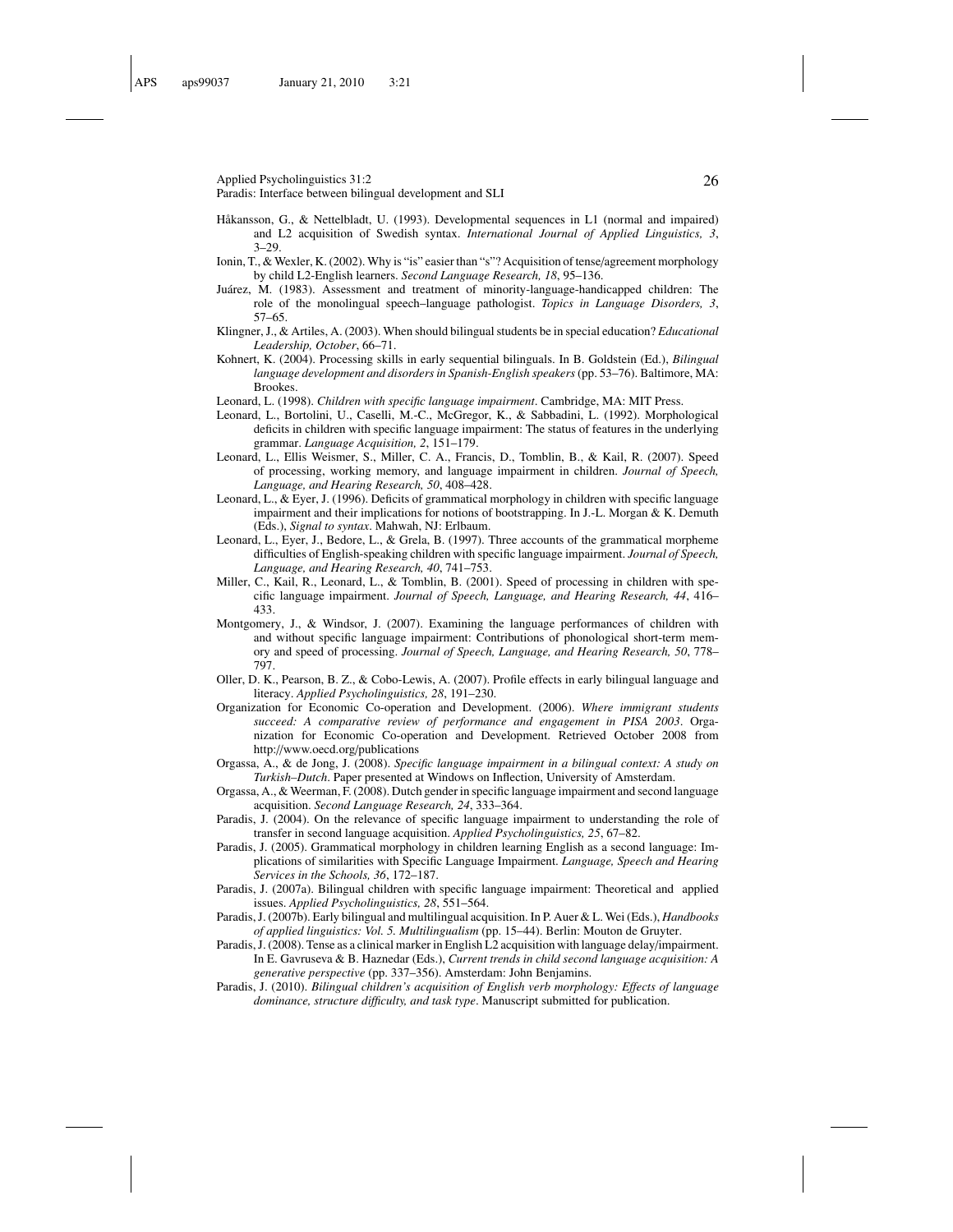Håkansson, G., & Nettelbladt, U. (1993). Developmental sequences in L1 (normal and impaired) and L2 acquisition of Swedish syntax. *International Journal of Applied Linguistics, 3*, 3–29.

Ionin, T., & Wexler, K. (2002). Why is "is" easier than "s"? Acquisition of tense/agreement morphology by child L2-English learners. *Second Language Research, 18*, 95–136.

Juárez, M. (1983). Assessment and treatment of minority-language-handicapped children: The role of the monolingual speech–language pathologist. *Topics in Language Disorders, 3*, 57–65.

Klingner, J., & Artiles, A. (2003). When should bilingual students be in special education? *Educational Leadership, October*, 66–71.

Kohnert, K. (2004). Processing skills in early sequential bilinguals. In B. Goldstein (Ed.), *Bilingual language development and disorders in Spanish-English speakers* (pp. 53–76). Baltimore, MA: Brookes.

Leonard, L. (1998). *Children with specific language impairment*. Cambridge, MA: MIT Press.

Leonard, L., Bortolini, U., Caselli, M.-C., McGregor, K., & Sabbadini, L. (1992). Morphological deficits in children with specific language impairment: The status of features in the underlying grammar. *Language Acquisition, 2*, 151–179.

Leonard, L., Ellis Weismer, S., Miller, C. A., Francis, D., Tomblin, B., & Kail, R. (2007). Speed of processing, working memory, and language impairment in children. *Journal of Speech, Language, and Hearing Research, 50*, 408–428.

Leonard, L., & Eyer, J. (1996). Deficits of grammatical morphology in children with specific language impairment and their implications for notions of bootstrapping. In J.-L. Morgan & K. Demuth (Eds.), *Signal to syntax*. Mahwah, NJ: Erlbaum.

Leonard, L., Eyer, J., Bedore, L., & Grela, B. (1997). Three accounts of the grammatical morpheme difficulties of English-speaking children with specific language impairment. *Journal of Speech, Language, and Hearing Research, 40*, 741–753.

Miller, C., Kail, R., Leonard, L., & Tomblin, B. (2001). Speed of processing in children with specific language impairment. *Journal of Speech, Language, and Hearing Research, 44*, 416–433.

Montgomery, J., & Windsor, J. (2007). Examining the language performances of children with and without specific language impairment: Contributions of phonological short-term memory and speed of processing. *Journal of Speech, Language, and Hearing Research, 50*, 778–797.

Oller, D. K., Pearson, B. Z., & Cobo-Lewis, A. (2007). Profile effects in early bilingual language and literacy. *Applied Psycholinguistics, 28*, 191–230.

Organization for Economic Co-operation and Development. (2006). *Where immigrant students succeed: A comparative review of performance and engagement in PISA 2003*. Organization for Economic Co-operation and Development. Retrieved October 2008 from http://www.oecd.org/publications

Orgassa, A., & de Jong, J. (2008). *Specific language impairment in a bilingual context: A study on Turkish–Dutch*. Paper presented at Windows on Inflection, University of Amsterdam.

Orgassa, A., & Weerman, F. (2008). Dutch gender in specific language impairment and second language acquisition. *Second Language Research, 24*, 333–364.

Paradis, J. (2004). On the relevance of specific language impairment to understanding the role of transfer in second language acquisition. *Applied Psycholinguistics, 25*, 67–82.

Paradis, J. (2005). Grammatical morphology in children learning English as a second language: Implications of similarities with Specific Language Impairment. *Language, Speech and Hearing Services in the Schools, 36*, 172–187.

Paradis, J. (2007a). Bilingual children with specific language impairment: Theoretical and applied issues. *Applied Psycholinguistics, 28*, 551–564.

Paradis, J. (2007b). Early bilingual and multilingual acquisition. In P. Auer & L. Wei (Eds.), *Handbooks of applied linguistics: Vol. 5. Multilingualism* (pp. 15–44). Berlin: Mouton de Gruyter.

Paradis, J. (2008). Tense as a clinical marker in English L2 acquisition with language delay/impairment. In E. Gavruseva & B. Haznedar (Eds.), *Current trends in child second language acquisition: A generative perspective* (pp. 337–356). Amsterdam: John Benjamins.

Paradis, J. (2010). *Bilingual children's acquisition of English verb morphology: Effects of language dominance, structure difficulty, and task type*. Manuscript submitted for publication.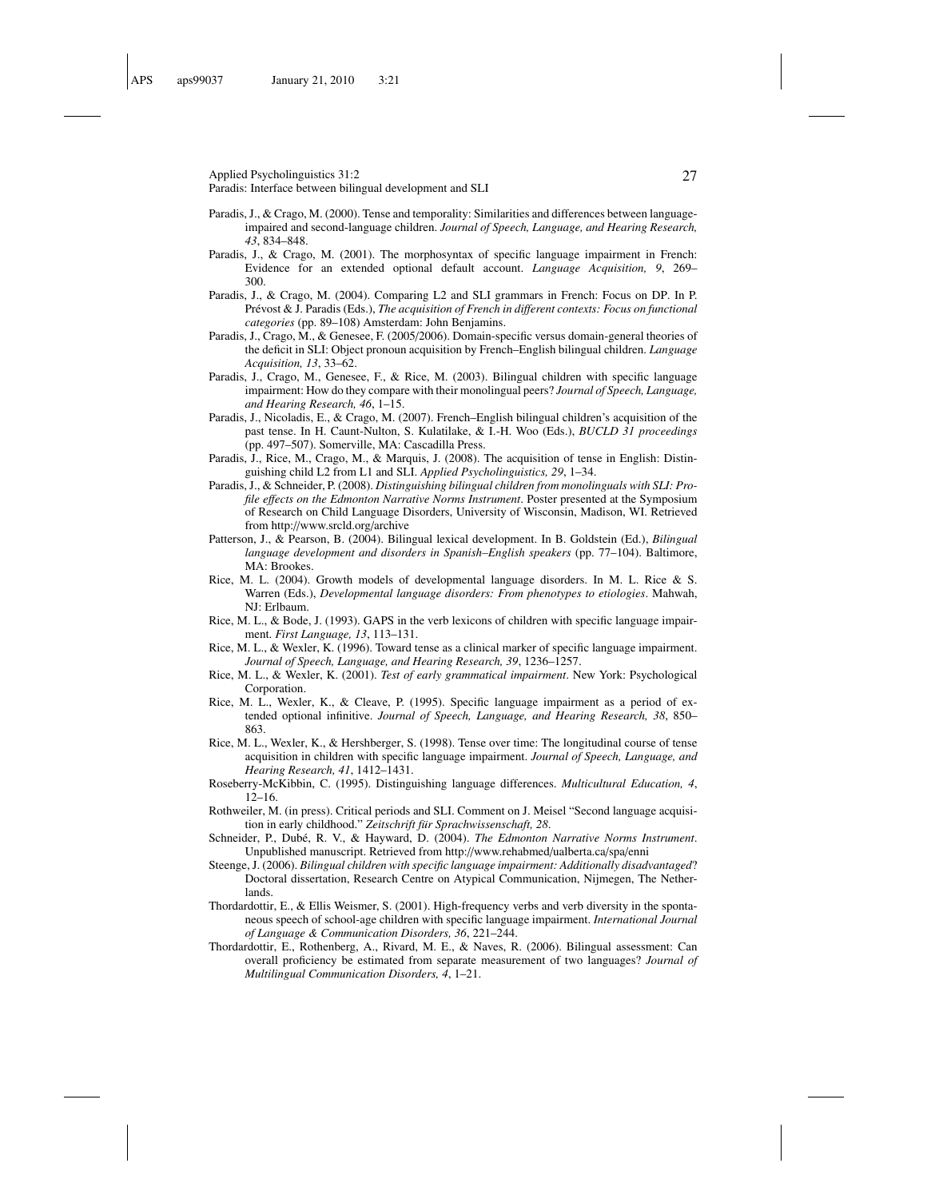Paradis, J., & Crago, M. (2000). Tense and temporality: Similarities and differences between language-impaired and second-language children. *Journal of Speech, Language, and Hearing Research, 43*, 834–848.

Paradis, J., & Crago, M. (2001). The morphosyntax of specific language impairment in French: Evidence for an extended optional default account. *Language Acquisition, 9*, 269–300.

Paradis, J., & Crago, M. (2004). Comparing L2 and SLI grammars in French: Focus on DP. In P. Prévost & J. Paradis (Eds.), *The acquisition of French in different contexts: Focus on functional categories* (pp. 89–108) Amsterdam: John Benjamins.

Paradis, J., Crago, M., & Genesee, F. (2005/2006). Domain-specific versus domain-general theories of the deficit in SLI: Object pronoun acquisition by French–English bilingual children. *Language Acquisition, 13*, 33–62.

Paradis, J., Crago, M., Genesee, F., & Rice, M. (2003). Bilingual children with specific language impairment: How do they compare with their monolingual peers? *Journal of Speech, Language, and Hearing Research, 46*, 1–15.

Paradis, J., Nicoladis, E., & Crago, M. (2007). French–English bilingual children's acquisition of the past tense. In H. Caunt-Nulton, S. Kulatilake, & I.-H. Woo (Eds.), *BUCLD 31 proceedings* (pp. 497–507). Somerville, MA: Cascadilla Press.

Paradis, J., Rice, M., Crago, M., & Marquis, J. (2008). The acquisition of tense in English: Distinguishing child L2 from L1 and SLI. *Applied Psycholinguistics, 29*, 1–34.

Paradis, J., & Schneider, P. (2008). *Distinguishing bilingual children from monolinguals with SLI: Profile effects on the Edmonton Narrative Norms Instrument*. Poster presented at the Symposium of Research on Child Language Disorders, University of Wisconsin, Madison, WI. Retrieved from http://www.srcld.org/archive

Patterson, J., & Pearson, B. (2004). Bilingual lexical development. In B. Goldstein (Ed.), *Bilingual language development and disorders in Spanish–English speakers* (pp. 77–104). Baltimore, MA: Brookes.

Rice, M. L. (2004). Growth models of developmental language disorders. In M. L. Rice & S. Warren (Eds.), *Developmental language disorders: From phenotypes to etiologies*. Mahwah, NJ: Erlbaum.

Rice, M. L., & Bode, J. (1993). GAPS in the verb lexicons of children with specific language impairment. *First Language, 13*, 113–131.

Rice, M. L., & Wexler, K. (1996). Toward tense as a clinical marker of specific language impairment. *Journal of Speech, Language, and Hearing Research, 39*, 1236–1257.

Rice, M. L., & Wexler, K. (2001). *Test of early grammatical impairment*. New York: Psychological Corporation.

Rice, M. L., Wexler, K., & Cleave, P. (1995). Specific language impairment as a period of extended optional infinitive. *Journal of Speech, Language, and Hearing Research, 38*, 850–863.

Rice, M. L., Wexler, K., & Hershberger, S. (1998). Tense over time: The longitudinal course of tense acquisition in children with specific language impairment. *Journal of Speech, Language, and Hearing Research, 41*, 1412–1431.

Roseberry-McKibbin, C. (1995). Distinguishing language differences. *Multicultural Education, 4*, 12–16.

Rothweiler, M. (in press). Critical periods and SLI. Comment on J. Meisel "Second language acquisition in early childhood." *Zeitschrift für Sprachwissenschaft, 28*.

Schneider, P., Dubé, R. V., & Hayward, D. (2004). *The Edmonton Narrative Norms Instrument*. Unpublished manuscript. Retrieved from http://www.rehabmed/ualberta.ca/spa/enni

Steenge, J. (2006). *Bilingual children with specific language impairment: Additionally disadvantaged*? Doctoral dissertation, Research Centre on Atypical Communication, Nijmegen, The Netherlands.

Thordardottir, E., & Ellis Weismer, S. (2001). High-frequency verbs and verb diversity in the spontaneous speech of school-age children with specific language impairment. *International Journal of Language & Communication Disorders, 36*, 221–244.

Thordardottir, E., Rothenberg, A., Rivard, M. E., & Naves, R. (2006). Bilingual assessment: Can overall proficiency be estimated from separate measurement of two languages? *Journal of Multilingual Communication Disorders, 4*, 1–21.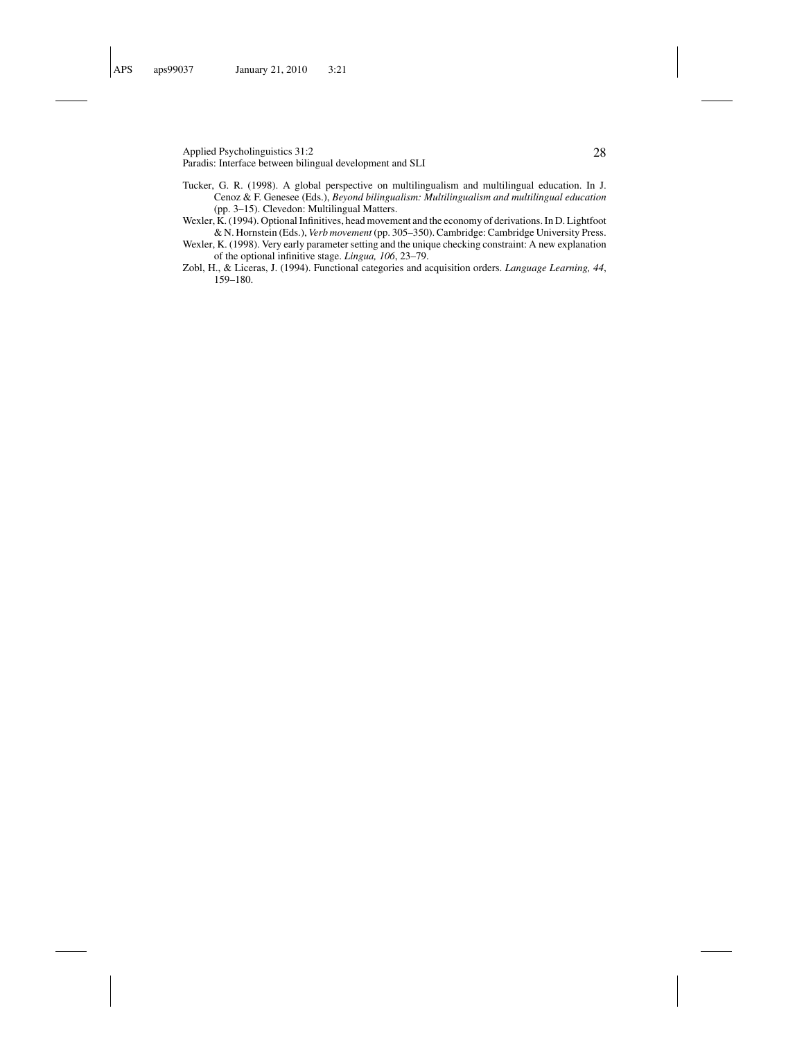Tucker, G. R. (1998). A global perspective on multilingualism and multilingual education. In J. Cenoz & F. Genesee (Eds.), *Beyond bilingualism: Multilingualism and multilingual education* (pp. 3–15). Clevedon: Multilingual Matters.

Wexler, K. (1994). Optional Infinitives, head movement and the economy of derivations. In D. Lightfoot & N. Hornstein (Eds.), *Verb movement* (pp. 305–350). Cambridge: Cambridge University Press.

Wexler, K. (1998). Very early parameter setting and the unique checking constraint: A new explanation of the optional infinitive stage. *Lingua, 106*, 23–79.

Zobl, H., & Liceras, J. (1994). Functional categories and acquisition orders. *Language Learning, 44*, 159–180.